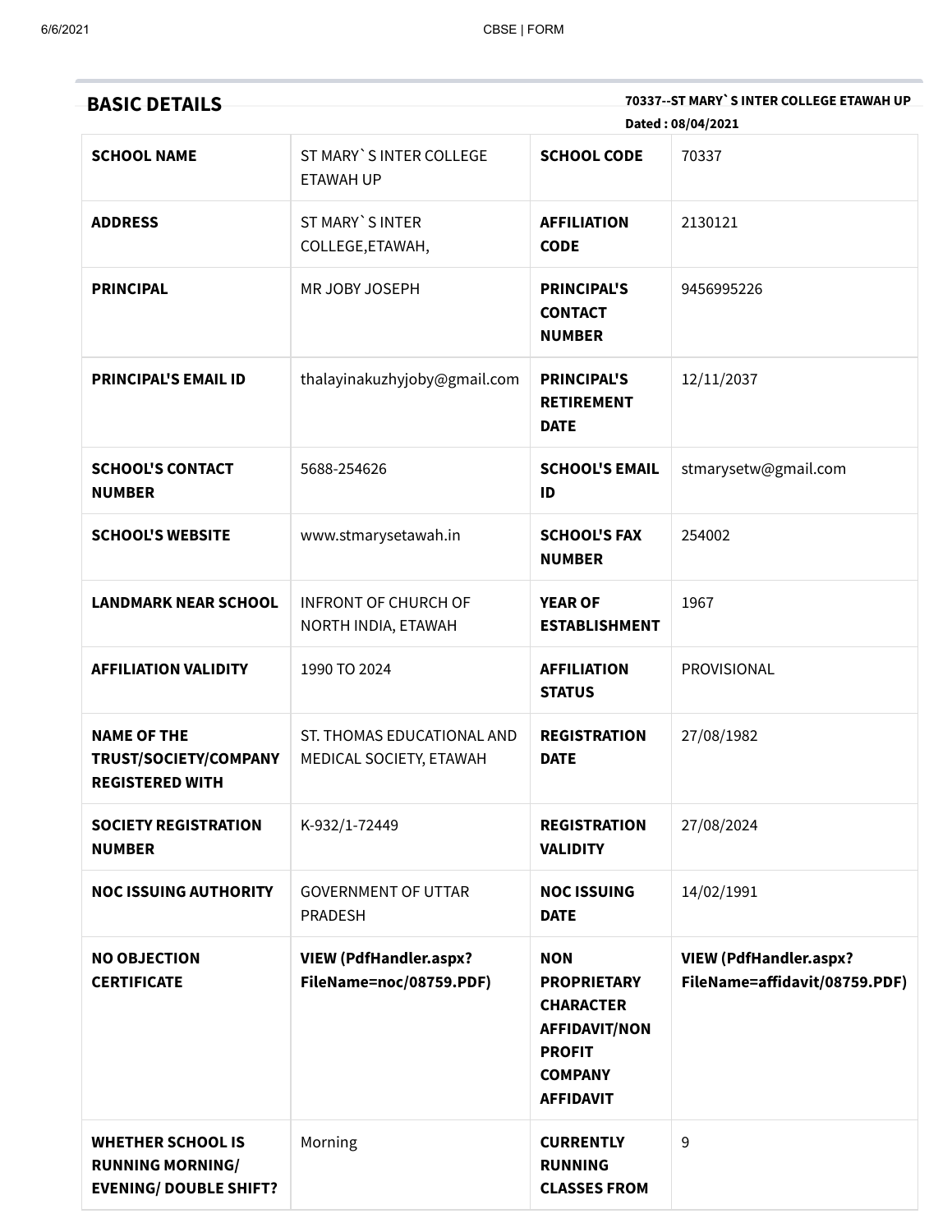## BASIC DETAILS

**70337--ST MARY`S INTER COLLEGE ETAWAH UP**

**Dated : 08/04/2021**

| | | | |
|---|---|---|---|
| **SCHOOL NAME** | ST MARY`S INTER COLLEGE ETAWAH UP | **SCHOOL CODE** | 70337 |
| **ADDRESS** | ST MARY`S INTER COLLEGE,ETAWAH, | **AFFILIATION CODE** | 2130121 |
| **PRINCIPAL** | MR JOBY JOSEPH | **PRINCIPAL'S CONTACT NUMBER** | 9456995226 |
| **PRINCIPAL'S EMAIL ID** | thalayinakuzhyjoby@gmail.com | **PRINCIPAL'S RETIREMENT DATE** | 12/11/2037 |
| **SCHOOL'S CONTACT NUMBER** | 5688-254626 | **SCHOOL'S EMAIL ID** | stmarysetw@gmail.com |
| **SCHOOL'S WEBSITE** | www.stmarysetawah.in | **SCHOOL'S FAX NUMBER** | 254002 |
| **LANDMARK NEAR SCHOOL** | INFRONT OF CHURCH OF NORTH INDIA, ETAWAH | **YEAR OF ESTABLISHMENT** | 1967 |
| **AFFILIATION VALIDITY** | 1990 TO 2024 | **AFFILIATION STATUS** | PROVISIONAL |
| **NAME OF THE TRUST/SOCIETY/COMPANY REGISTERED WITH** | ST. THOMAS EDUCATIONAL AND MEDICAL SOCIETY, ETAWAH | **REGISTRATION DATE** | 27/08/1982 |
| **SOCIETY REGISTRATION NUMBER** | K-932/1-72449 | **REGISTRATION VALIDITY** | 27/08/2024 |
| **NOC ISSUING AUTHORITY** | GOVERNMENT OF UTTAR PRADESH | **NOC ISSUING DATE** | 14/02/1991 |
| **NO OBJECTION CERTIFICATE** | **VIEW (PdfHandler.aspx?FileName=noc/08759.PDF)** | **NON PROPRIETARY CHARACTER AFFIDAVIT/NON PROFIT COMPANY AFFIDAVIT** | **VIEW (PdfHandler.aspx?FileName=affidavit/08759.PDF)** |
| **WHETHER SCHOOL IS RUNNING MORNING/ EVENING/ DOUBLE SHIFT?** | Morning | **CURRENTLY RUNNING CLASSES FROM** | 9 |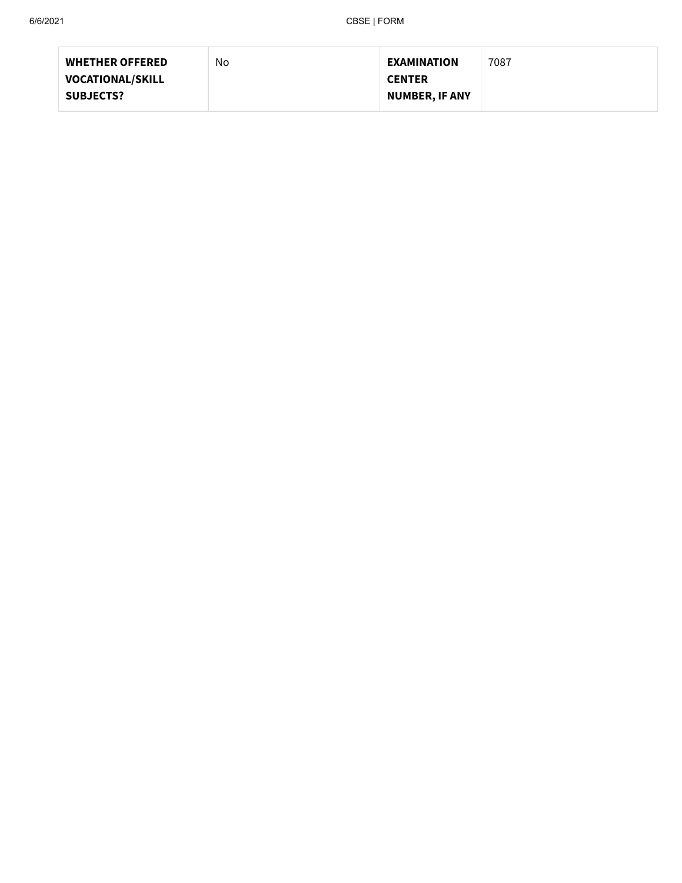| **WHETHER OFFERED VOCATIONAL/SKILL SUBJECTS?** | No | **EXAMINATION CENTER NUMBER, IF ANY** | 7087 |
|---|---|---|---|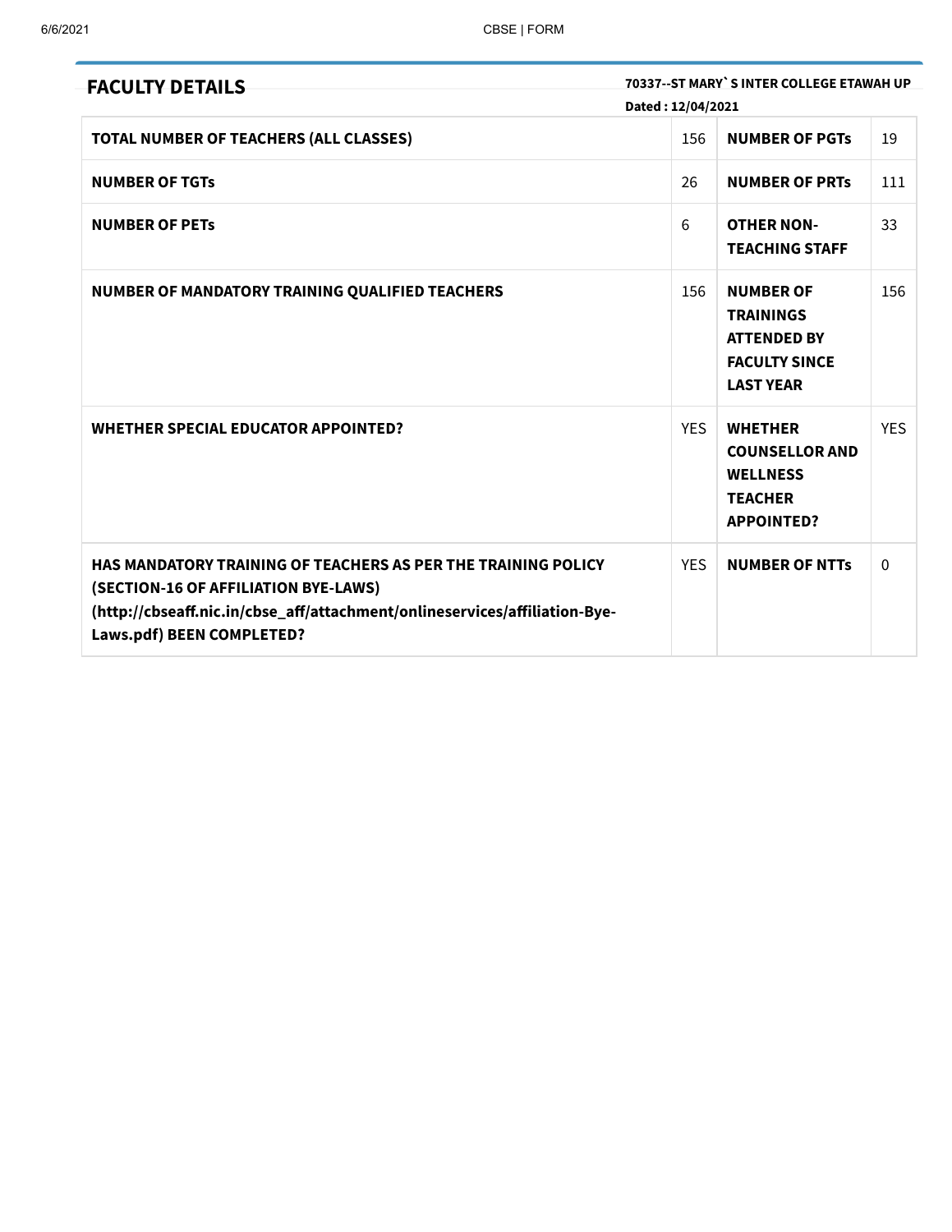## FACULTY DETAILS

**70337--ST MARY` S INTER COLLEGE ETAWAH UP**

**Dated : 12/04/2021**

| | | | |
|---|---|---|---|
| **TOTAL NUMBER OF TEACHERS (ALL CLASSES)** | 156 | **NUMBER OF PGTs** | 19 |
| **NUMBER OF TGTs** | 26 | **NUMBER OF PRTs** | 111 |
| **NUMBER OF PETs** | 6 | **OTHER NON-TEACHING STAFF** | 33 |
| **NUMBER OF MANDATORY TRAINING QUALIFIED TEACHERS** | 156 | **NUMBER OF TRAININGS ATTENDED BY FACULTY SINCE LAST YEAR** | 156 |
| **WHETHER SPECIAL EDUCATOR APPOINTED?** | YES | **WHETHER COUNSELLOR AND WELLNESS TEACHER APPOINTED?** | YES |
| **HAS MANDATORY TRAINING OF TEACHERS AS PER THE TRAINING POLICY (SECTION-16 OF AFFILIATION BYE-LAWS) (http://cbseaff.nic.in/cbse_aff/attachment/onlineservices/affiliation-Bye-Laws.pdf) BEEN COMPLETED?** | YES | **NUMBER OF NTTs** | 0 |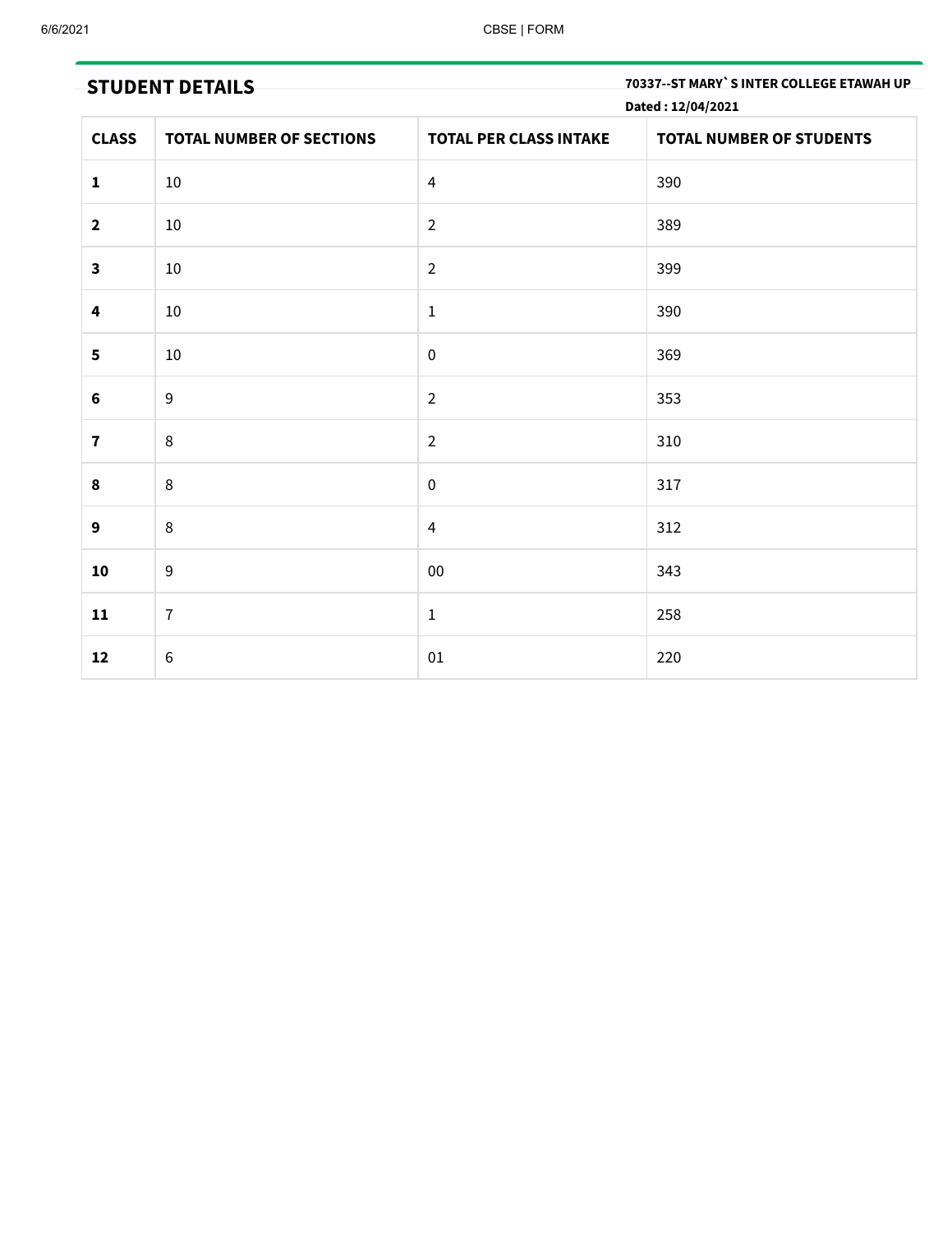## STUDENT DETAILS

**70337--ST MARY` S INTER COLLEGE ETAWAH UP**

**Dated : 12/04/2021**

| CLASS | TOTAL NUMBER OF SECTIONS | TOTAL PER CLASS INTAKE | TOTAL NUMBER OF STUDENTS |
|---|---|---|---|
| **1** | 10 | 4 | 390 |
| **2** | 10 | 2 | 389 |
| **3** | 10 | 2 | 399 |
| **4** | 10 | 1 | 390 |
| **5** | 10 | 0 | 369 |
| **6** | 9 | 2 | 353 |
| **7** | 8 | 2 | 310 |
| **8** | 8 | 0 | 317 |
| **9** | 8 | 4 | 312 |
| **10** | 9 | 00 | 343 |
| **11** | 7 | 1 | 258 |
| **12** | 6 | 01 | 220 |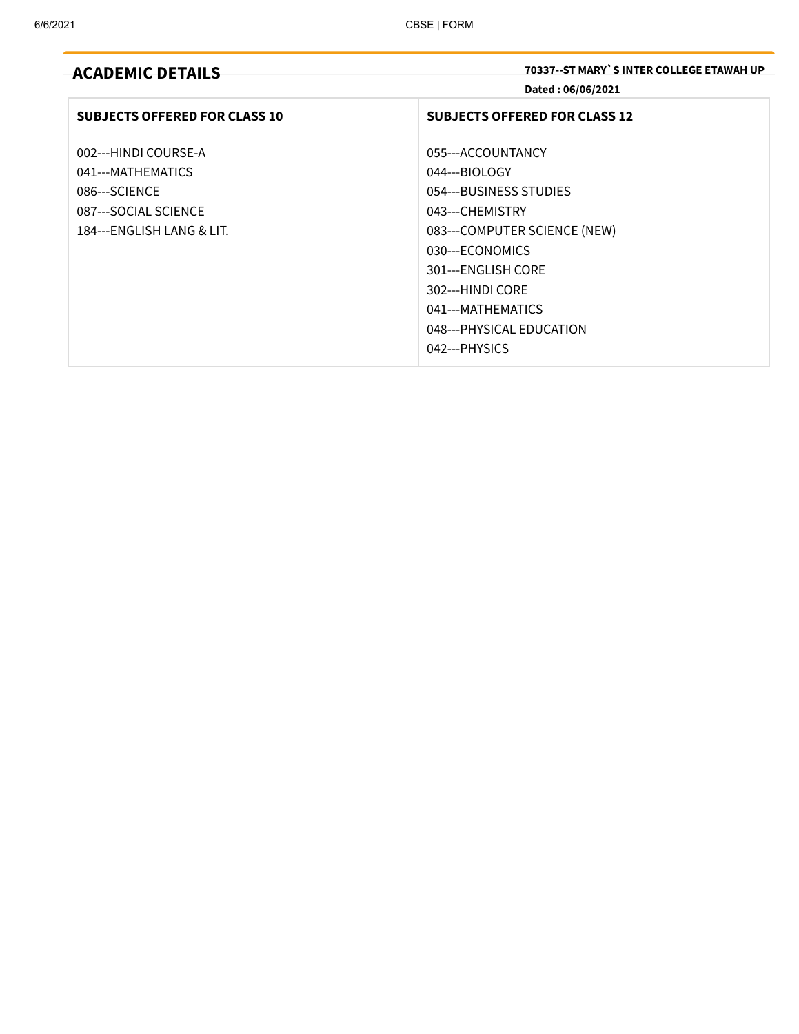## ACADEMIC DETAILS

**70337--ST MARY` S INTER COLLEGE ETAWAH UP**

**Dated : 06/06/2021**

| SUBJECTS OFFERED FOR CLASS 10 | SUBJECTS OFFERED FOR CLASS 12 |
|---|---|
| 002---HINDI COURSE-A<br>041---MATHEMATICS<br>086---SCIENCE<br>087---SOCIAL SCIENCE<br>184---ENGLISH LANG & LIT. | 055---ACCOUNTANCY<br>044---BIOLOGY<br>054---BUSINESS STUDIES<br>043---CHEMISTRY<br>083---COMPUTER SCIENCE (NEW)<br>030---ECONOMICS<br>301---ENGLISH CORE<br>302---HINDI CORE<br>041---MATHEMATICS<br>048---PHYSICAL EDUCATION<br>042---PHYSICS |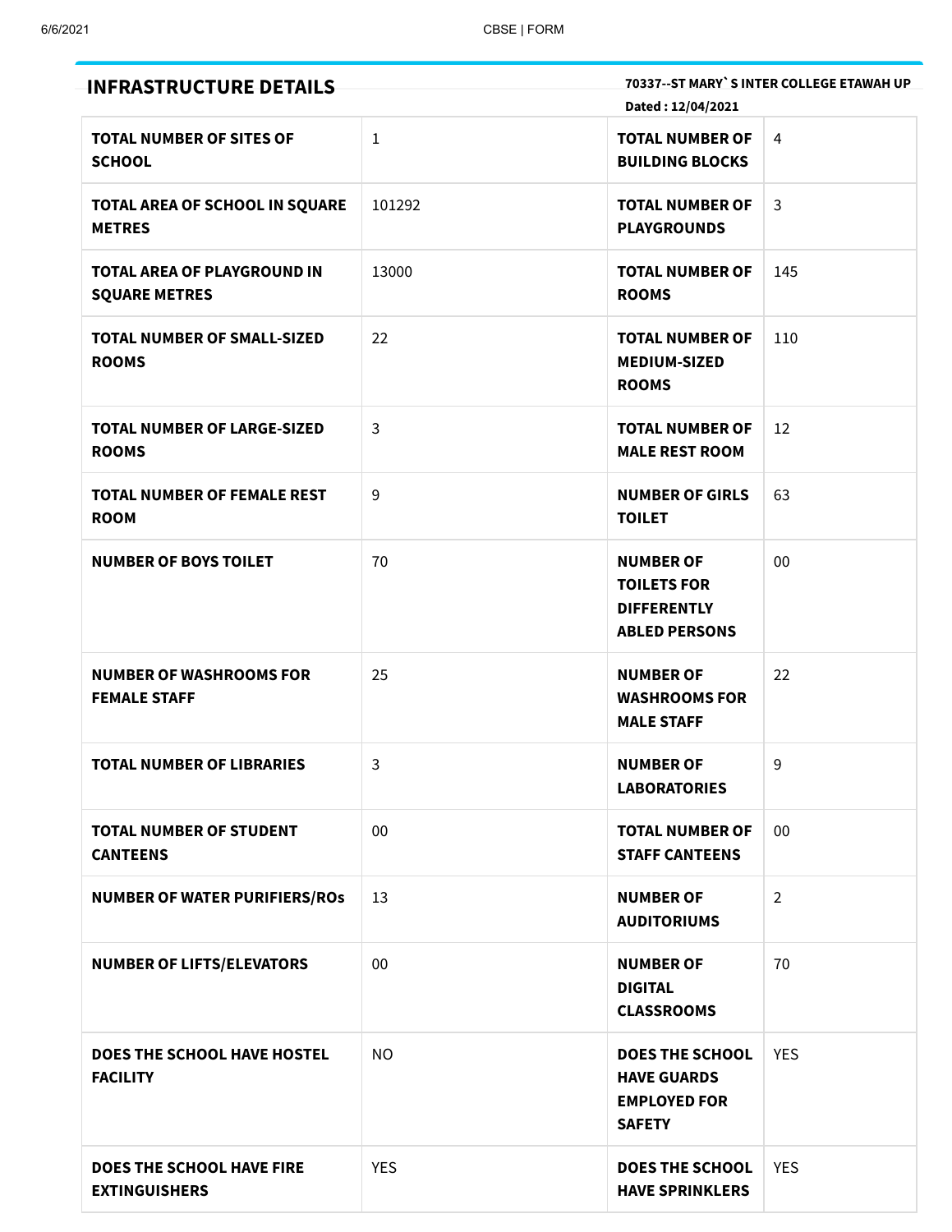## INFRASTRUCTURE DETAILS

**70337--ST MARY` S INTER COLLEGE ETAWAH UP**

**Dated : 12/04/2021**

| | | | |
|---|---|---|---|
| **TOTAL NUMBER OF SITES OF SCHOOL** | 1 | **TOTAL NUMBER OF BUILDING BLOCKS** | 4 |
| **TOTAL AREA OF SCHOOL IN SQUARE METRES** | 101292 | **TOTAL NUMBER OF PLAYGROUNDS** | 3 |
| **TOTAL AREA OF PLAYGROUND IN SQUARE METRES** | 13000 | **TOTAL NUMBER OF ROOMS** | 145 |
| **TOTAL NUMBER OF SMALL-SIZED ROOMS** | 22 | **TOTAL NUMBER OF MEDIUM-SIZED ROOMS** | 110 |
| **TOTAL NUMBER OF LARGE-SIZED ROOMS** | 3 | **TOTAL NUMBER OF MALE REST ROOM** | 12 |
| **TOTAL NUMBER OF FEMALE REST ROOM** | 9 | **NUMBER OF GIRLS TOILET** | 63 |
| **NUMBER OF BOYS TOILET** | 70 | **NUMBER OF TOILETS FOR DIFFERENTLY ABLED PERSONS** | 00 |
| **NUMBER OF WASHROOMS FOR FEMALE STAFF** | 25 | **NUMBER OF WASHROOMS FOR MALE STAFF** | 22 |
| **TOTAL NUMBER OF LIBRARIES** | 3 | **NUMBER OF LABORATORIES** | 9 |
| **TOTAL NUMBER OF STUDENT CANTEENS** | 00 | **TOTAL NUMBER OF STAFF CANTEENS** | 00 |
| **NUMBER OF WATER PURIFIERS/ROs** | 13 | **NUMBER OF AUDITORIUMS** | 2 |
| **NUMBER OF LIFTS/ELEVATORS** | 00 | **NUMBER OF DIGITAL CLASSROOMS** | 70 |
| **DOES THE SCHOOL HAVE HOSTEL FACILITY** | NO | **DOES THE SCHOOL HAVE GUARDS EMPLOYED FOR SAFETY** | YES |
| **DOES THE SCHOOL HAVE FIRE EXTINGUISHERS** | YES | **DOES THE SCHOOL HAVE SPRINKLERS** | YES |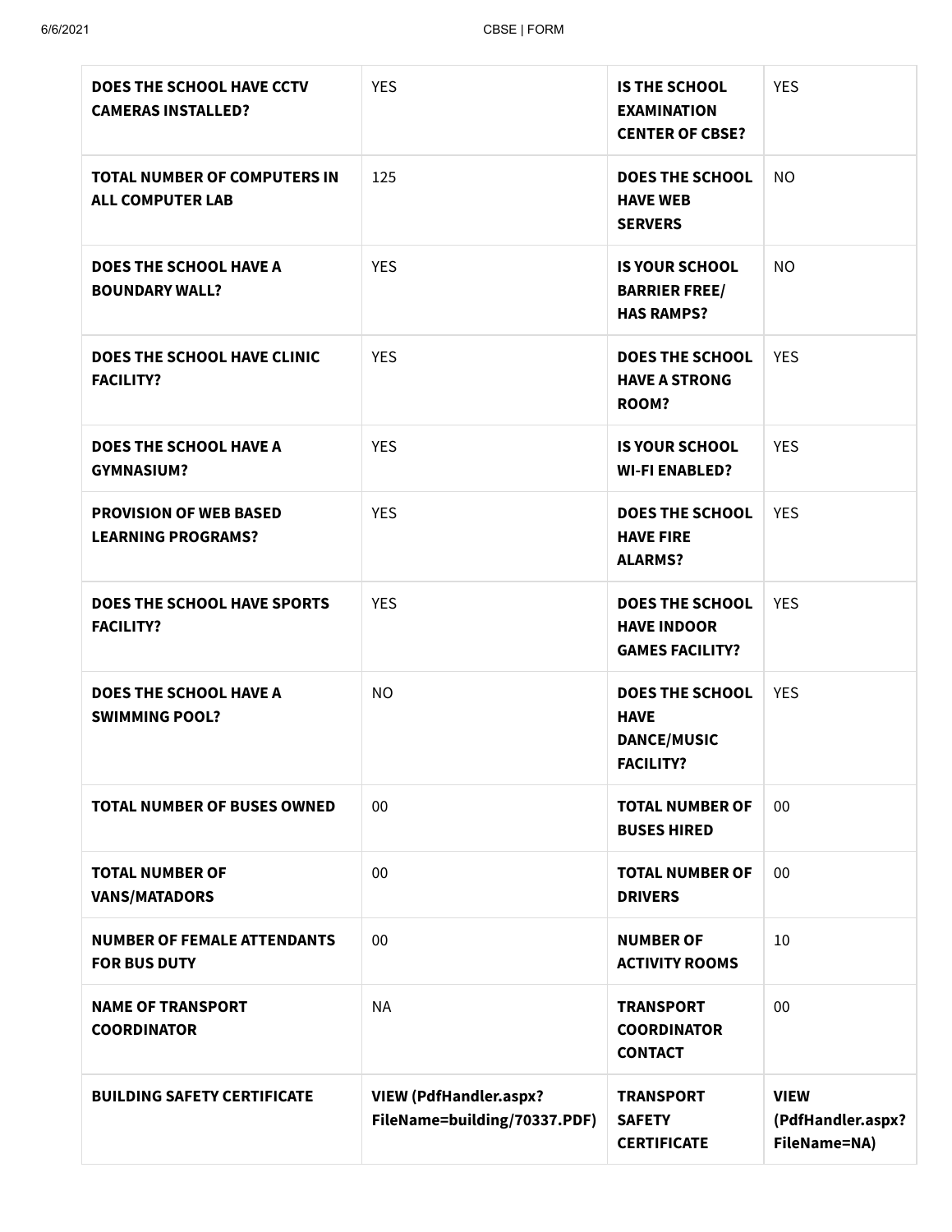| | | | |
|---|---|---|---|
| **DOES THE SCHOOL HAVE CCTV CAMERAS INSTALLED?** | YES | **IS THE SCHOOL EXAMINATION CENTER OF CBSE?** | YES |
| **TOTAL NUMBER OF COMPUTERS IN ALL COMPUTER LAB** | 125 | **DOES THE SCHOOL HAVE WEB SERVERS** | NO |
| **DOES THE SCHOOL HAVE A BOUNDARY WALL?** | YES | **IS YOUR SCHOOL BARRIER FREE/ HAS RAMPS?** | NO |
| **DOES THE SCHOOL HAVE CLINIC FACILITY?** | YES | **DOES THE SCHOOL HAVE A STRONG ROOM?** | YES |
| **DOES THE SCHOOL HAVE A GYMNASIUM?** | YES | **IS YOUR SCHOOL WI-FI ENABLED?** | YES |
| **PROVISION OF WEB BASED LEARNING PROGRAMS?** | YES | **DOES THE SCHOOL HAVE FIRE ALARMS?** | YES |
| **DOES THE SCHOOL HAVE SPORTS FACILITY?** | YES | **DOES THE SCHOOL HAVE INDOOR GAMES FACILITY?** | YES |
| **DOES THE SCHOOL HAVE A SWIMMING POOL?** | NO | **DOES THE SCHOOL HAVE DANCE/MUSIC FACILITY?** | YES |
| **TOTAL NUMBER OF BUSES OWNED** | 00 | **TOTAL NUMBER OF BUSES HIRED** | 00 |
| **TOTAL NUMBER OF VANS/MATADORS** | 00 | **TOTAL NUMBER OF DRIVERS** | 00 |
| **NUMBER OF FEMALE ATTENDANTS FOR BUS DUTY** | 00 | **NUMBER OF ACTIVITY ROOMS** | 10 |
| **NAME OF TRANSPORT COORDINATOR** | NA | **TRANSPORT COORDINATOR CONTACT** | 00 |
| **BUILDING SAFETY CERTIFICATE** | **VIEW (PdfHandler.aspx?FileName=building/70337.PDF)** | **TRANSPORT SAFETY CERTIFICATE** | **VIEW (PdfHandler.aspx?FileName=NA)** |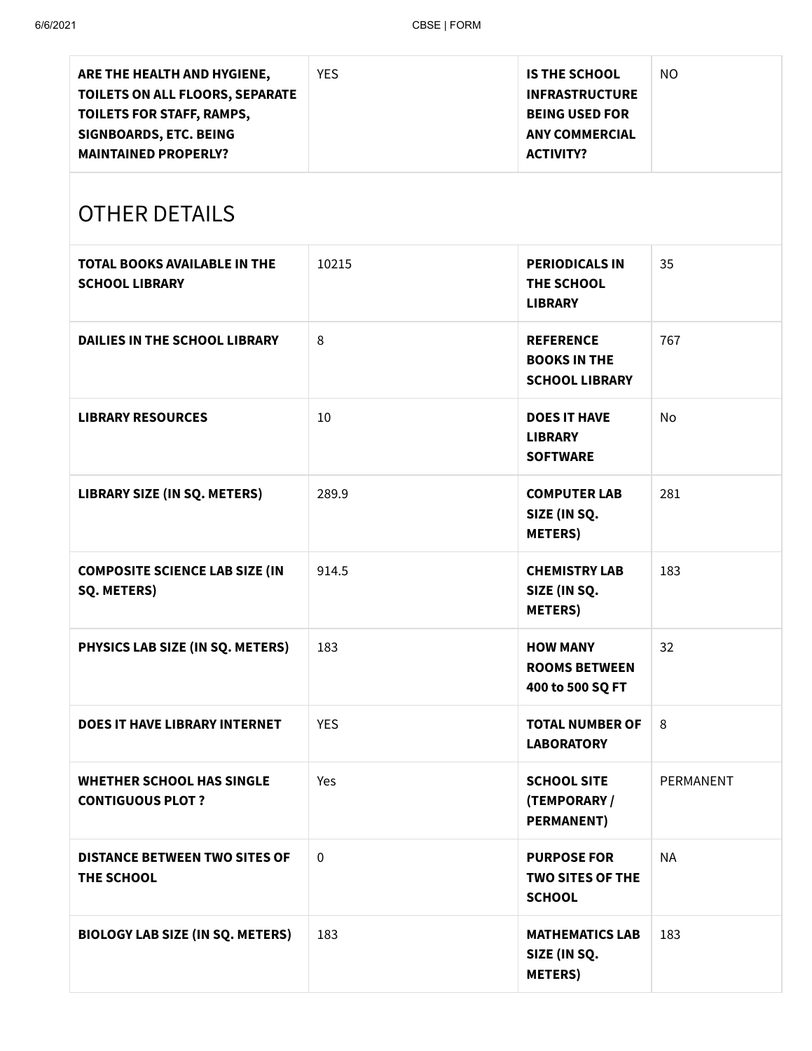| ARE THE HEALTH AND HYGIENE, TOILETS ON ALL FLOORS, SEPARATE TOILETS FOR STAFF, RAMPS, SIGNBOARDS, ETC. BEING MAINTAINED PROPERLY? | YES | IS THE SCHOOL INFRASTRUCTURE BEING USED FOR ANY COMMERCIAL ACTIVITY? | NO |
|---|---|---|---|

## OTHER DETAILS

| | | | |
|---|---|---|---|
| **TOTAL BOOKS AVAILABLE IN THE SCHOOL LIBRARY** | 10215 | **PERIODICALS IN THE SCHOOL LIBRARY** | 35 |
| **DAILIES IN THE SCHOOL LIBRARY** | 8 | **REFERENCE BOOKS IN THE SCHOOL LIBRARY** | 767 |
| **LIBRARY RESOURCES** | 10 | **DOES IT HAVE LIBRARY SOFTWARE** | No |
| **LIBRARY SIZE (IN SQ. METERS)** | 289.9 | **COMPUTER LAB SIZE (IN SQ. METERS)** | 281 |
| **COMPOSITE SCIENCE LAB SIZE (IN SQ. METERS)** | 914.5 | **CHEMISTRY LAB SIZE (IN SQ. METERS)** | 183 |
| **PHYSICS LAB SIZE (IN SQ. METERS)** | 183 | **HOW MANY ROOMS BETWEEN 400 to 500 SQ FT** | 32 |
| **DOES IT HAVE LIBRARY INTERNET** | YES | **TOTAL NUMBER OF LABORATORY** | 8 |
| **WHETHER SCHOOL HAS SINGLE CONTIGUOUS PLOT ?** | Yes | **SCHOOL SITE (TEMPORARY / PERMANENT)** | PERMANENT |
| **DISTANCE BETWEEN TWO SITES OF THE SCHOOL** | 0 | **PURPOSE FOR TWO SITES OF THE SCHOOL** | NA |
| **BIOLOGY LAB SIZE (IN SQ. METERS)** | 183 | **MATHEMATICS LAB SIZE (IN SQ. METERS)** | 183 |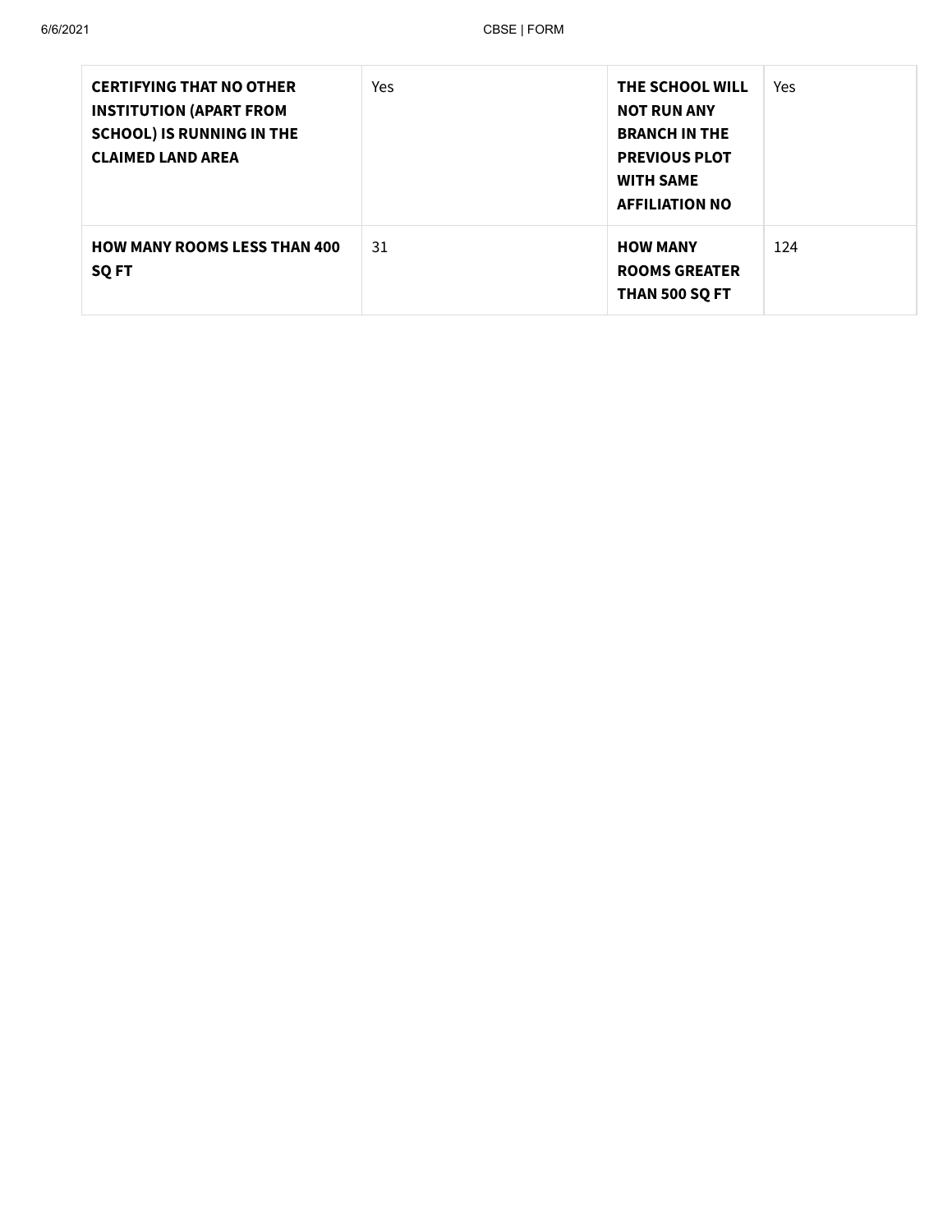| **CERTIFYING THAT NO OTHER INSTITUTION (APART FROM SCHOOL) IS RUNNING IN THE CLAIMED LAND AREA** | Yes | **THE SCHOOL WILL NOT RUN ANY BRANCH IN THE PREVIOUS PLOT WITH SAME AFFILIATION NO** | Yes |
|---|---|---|---|
| **HOW MANY ROOMS LESS THAN 400 SQ FT** | 31 | **HOW MANY ROOMS GREATER THAN 500 SQ FT** | 124 |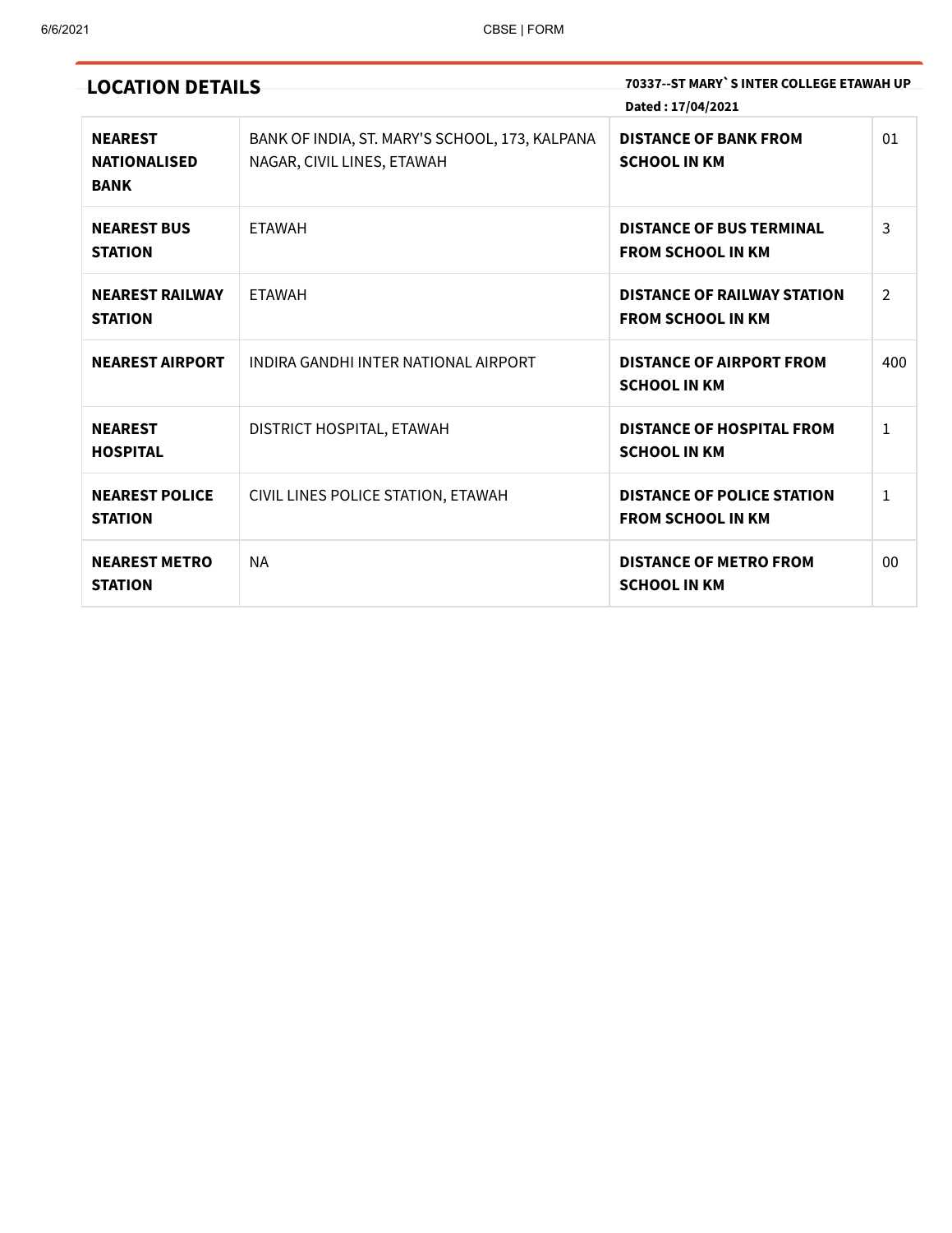## LOCATION DETAILS

**70337--ST MARY` S INTER COLLEGE ETAWAH UP**

**Dated : 17/04/2021**

| | | | |
|---|---|---|---|
| **NEAREST NATIONALISED BANK** | BANK OF INDIA, ST. MARY'S SCHOOL, 173, KALPANA NAGAR, CIVIL LINES, ETAWAH | **DISTANCE OF BANK FROM SCHOOL IN KM** | 01 |
| **NEAREST BUS STATION** | ETAWAH | **DISTANCE OF BUS TERMINAL FROM SCHOOL IN KM** | 3 |
| **NEAREST RAILWAY STATION** | ETAWAH | **DISTANCE OF RAILWAY STATION FROM SCHOOL IN KM** | 2 |
| **NEAREST AIRPORT** | INDIRA GANDHI INTER NATIONAL AIRPORT | **DISTANCE OF AIRPORT FROM SCHOOL IN KM** | 400 |
| **NEAREST HOSPITAL** | DISTRICT HOSPITAL, ETAWAH | **DISTANCE OF HOSPITAL FROM SCHOOL IN KM** | 1 |
| **NEAREST POLICE STATION** | CIVIL LINES POLICE STATION, ETAWAH | **DISTANCE OF POLICE STATION FROM SCHOOL IN KM** | 1 |
| **NEAREST METRO STATION** | NA | **DISTANCE OF METRO FROM SCHOOL IN KM** | 00 |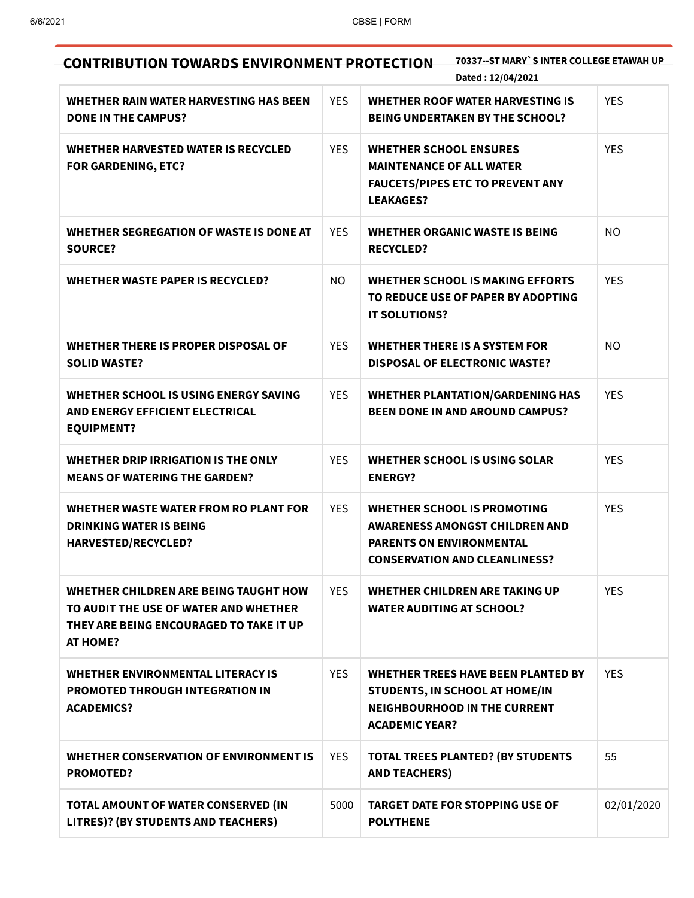## CONTRIBUTION TOWARDS ENVIRONMENT PROTECTION

**70337--ST MARY`S INTER COLLEGE ETAWAH UP**

**Dated : 12/04/2021**

| | | | |
|---|---|---|---|
| **WHETHER RAIN WATER HARVESTING HAS BEEN DONE IN THE CAMPUS?** | YES | **WHETHER ROOF WATER HARVESTING IS BEING UNDERTAKEN BY THE SCHOOL?** | YES |
| **WHETHER HARVESTED WATER IS RECYCLED FOR GARDENING, ETC?** | YES | **WHETHER SCHOOL ENSURES MAINTENANCE OF ALL WATER FAUCETS/PIPES ETC TO PREVENT ANY LEAKAGES?** | YES |
| **WHETHER SEGREGATION OF WASTE IS DONE AT SOURCE?** | YES | **WHETHER ORGANIC WASTE IS BEING RECYCLED?** | NO |
| **WHETHER WASTE PAPER IS RECYCLED?** | NO | **WHETHER SCHOOL IS MAKING EFFORTS TO REDUCE USE OF PAPER BY ADOPTING IT SOLUTIONS?** | YES |
| **WHETHER THERE IS PROPER DISPOSAL OF SOLID WASTE?** | YES | **WHETHER THERE IS A SYSTEM FOR DISPOSAL OF ELECTRONIC WASTE?** | NO |
| **WHETHER SCHOOL IS USING ENERGY SAVING AND ENERGY EFFICIENT ELECTRICAL EQUIPMENT?** | YES | **WHETHER PLANTATION/GARDENING HAS BEEN DONE IN AND AROUND CAMPUS?** | YES |
| **WHETHER DRIP IRRIGATION IS THE ONLY MEANS OF WATERING THE GARDEN?** | YES | **WHETHER SCHOOL IS USING SOLAR ENERGY?** | YES |
| **WHETHER WASTE WATER FROM RO PLANT FOR DRINKING WATER IS BEING HARVESTED/RECYCLED?** | YES | **WHETHER SCHOOL IS PROMOTING AWARENESS AMONGST CHILDREN AND PARENTS ON ENVIRONMENTAL CONSERVATION AND CLEANLINESS?** | YES |
| **WHETHER CHILDREN ARE BEING TAUGHT HOW TO AUDIT THE USE OF WATER AND WHETHER THEY ARE BEING ENCOURAGED TO TAKE IT UP AT HOME?** | YES | **WHETHER CHILDREN ARE TAKING UP WATER AUDITING AT SCHOOL?** | YES |
| **WHETHER ENVIRONMENTAL LITERACY IS PROMOTED THROUGH INTEGRATION IN ACADEMICS?** | YES | **WHETHER TREES HAVE BEEN PLANTED BY STUDENTS, IN SCHOOL AT HOME/IN NEIGHBOURHOOD IN THE CURRENT ACADEMIC YEAR?** | YES |
| **WHETHER CONSERVATION OF ENVIRONMENT IS PROMOTED?** | YES | **TOTAL TREES PLANTED? (BY STUDENTS AND TEACHERS)** | 55 |
| **TOTAL AMOUNT OF WATER CONSERVED (IN LITRES)? (BY STUDENTS AND TEACHERS)** | 5000 | **TARGET DATE FOR STOPPING USE OF POLYTHENE** | 02/01/2020 |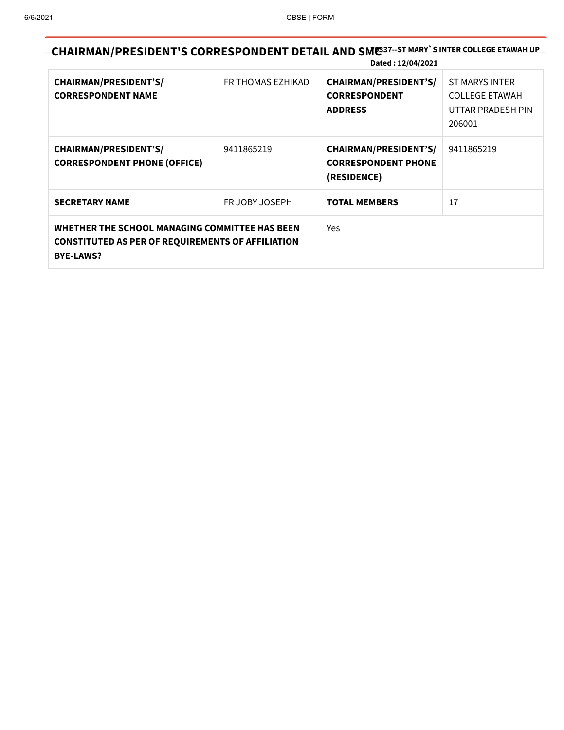## CHAIRMAN/PRESIDENT'S CORRESPONDENT DETAIL AND SMC

**70337--ST MARY`S INTER COLLEGE ETAWAH UP**

**Dated : 12/04/2021**

| | | | |
|---|---|---|---|
| **CHAIRMAN/PRESIDENT'S/ CORRESPONDENT NAME** | FR THOMAS EZHIKAD | **CHAIRMAN/PRESIDENT'S/ CORRESPONDENT ADDRESS** | ST MARYS INTER COLLEGE ETAWAH UTTAR PRADESH PIN 206001 |
| **CHAIRMAN/PRESIDENT'S/ CORRESPONDENT PHONE (OFFICE)** | 9411865219 | **CHAIRMAN/PRESIDENT'S/ CORRESPONDENT PHONE (RESIDENCE)** | 9411865219 |
| **SECRETARY NAME** | FR JOBY JOSEPH | **TOTAL MEMBERS** | 17 |
| **WHETHER THE SCHOOL MANAGING COMMITTEE HAS BEEN CONSTITUTED AS PER OF REQUIREMENTS OF AFFILIATION BYE-LAWS?** | | Yes | |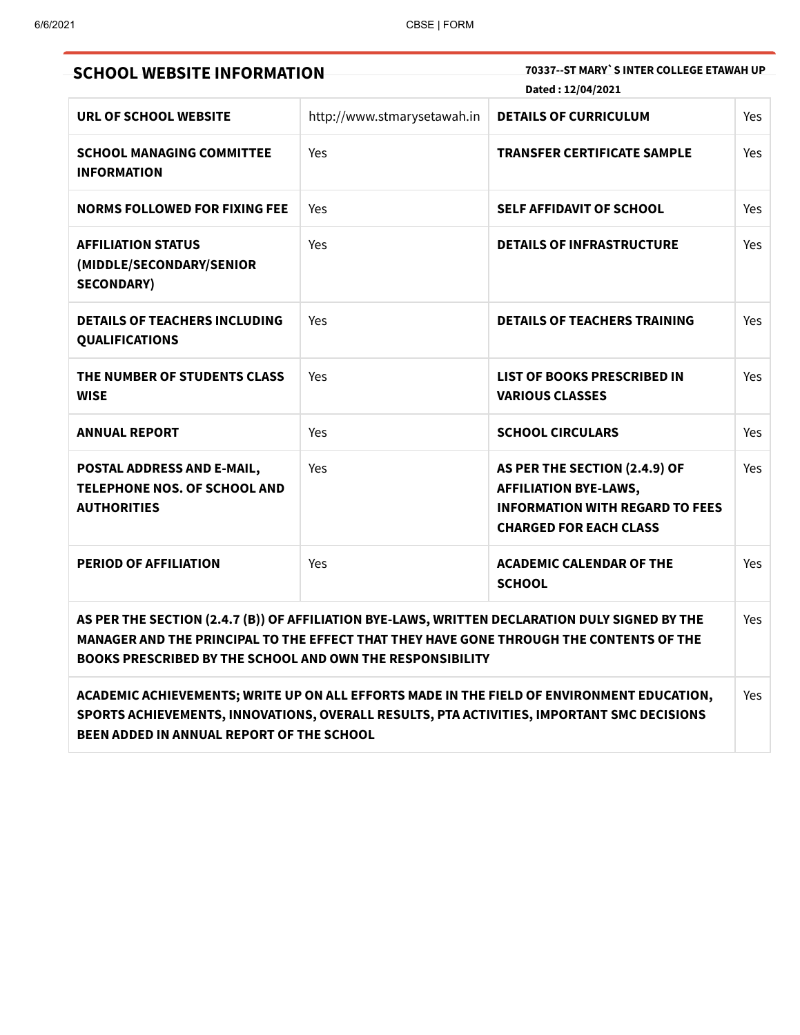## SCHOOL WEBSITE INFORMATION

**70337--ST MARY` S INTER COLLEGE ETAWAH UP**

**Dated : 12/04/2021**

| | | | |
|---|---|---|---|
| **URL OF SCHOOL WEBSITE** | http://www.stmarysetawah.in | **DETAILS OF CURRICULUM** | Yes |
| **SCHOOL MANAGING COMMITTEE INFORMATION** | Yes | **TRANSFER CERTIFICATE SAMPLE** | Yes |
| **NORMS FOLLOWED FOR FIXING FEE** | Yes | **SELF AFFIDAVIT OF SCHOOL** | Yes |
| **AFFILIATION STATUS (MIDDLE/SECONDARY/SENIOR SECONDARY)** | Yes | **DETAILS OF INFRASTRUCTURE** | Yes |
| **DETAILS OF TEACHERS INCLUDING QUALIFICATIONS** | Yes | **DETAILS OF TEACHERS TRAINING** | Yes |
| **THE NUMBER OF STUDENTS CLASS WISE** | Yes | **LIST OF BOOKS PRESCRIBED IN VARIOUS CLASSES** | Yes |
| **ANNUAL REPORT** | Yes | **SCHOOL CIRCULARS** | Yes |
| **POSTAL ADDRESS AND E-MAIL, TELEPHONE NOS. OF SCHOOL AND AUTHORITIES** | Yes | **AS PER THE SECTION (2.4.9) OF AFFILIATION BYE-LAWS, INFORMATION WITH REGARD TO FEES CHARGED FOR EACH CLASS** | Yes |
| **PERIOD OF AFFILIATION** | Yes | **ACADEMIC CALENDAR OF THE SCHOOL** | Yes |
| **AS PER THE SECTION (2.4.7 (B)) OF AFFILIATION BYE-LAWS, WRITTEN DECLARATION DULY SIGNED BY THE MANAGER AND THE PRINCIPAL TO THE EFFECT THAT THEY HAVE GONE THROUGH THE CONTENTS OF THE BOOKS PRESCRIBED BY THE SCHOOL AND OWN THE RESPONSIBILITY** | | | Yes |
| **ACADEMIC ACHIEVEMENTS; WRITE UP ON ALL EFFORTS MADE IN THE FIELD OF ENVIRONMENT EDUCATION, SPORTS ACHIEVEMENTS, INNOVATIONS, OVERALL RESULTS, PTA ACTIVITIES, IMPORTANT SMC DECISIONS BEEN ADDED IN ANNUAL REPORT OF THE SCHOOL** | | | Yes |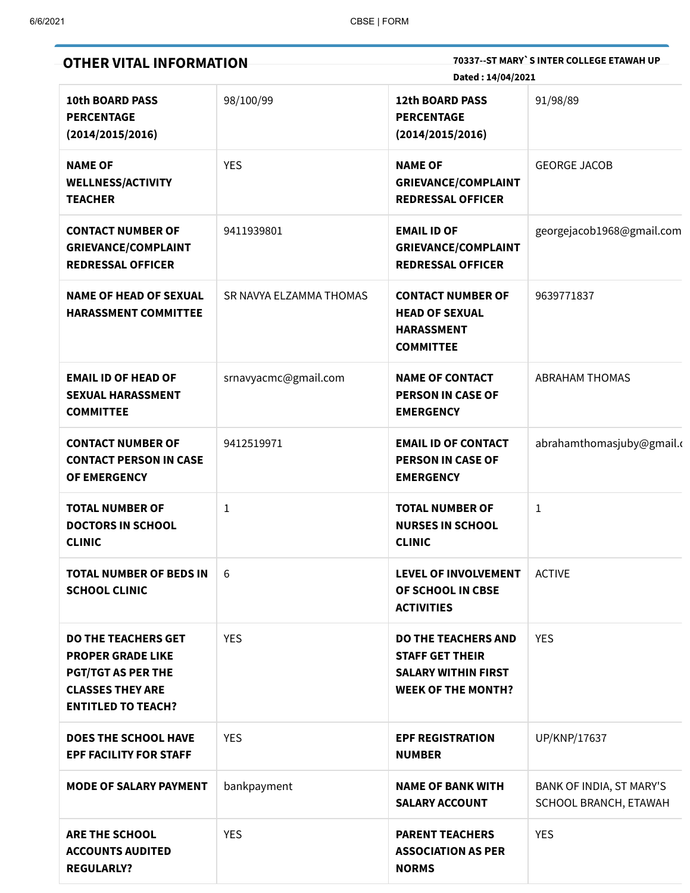## OTHER VITAL INFORMATION

**70337--ST MARY`S INTER COLLEGE ETAWAH UP**
**Dated : 14/04/2021**

| | | | |
|---|---|---|---|
| **10th BOARD PASS PERCENTAGE (2014/2015/2016)** | 98/100/99 | **12th BOARD PASS PERCENTAGE (2014/2015/2016)** | 91/98/89 |
| **NAME OF WELLNESS/ACTIVITY TEACHER** | YES | **NAME OF GRIEVANCE/COMPLAINT REDRESSAL OFFICER** | GEORGE JACOB |
| **CONTACT NUMBER OF GRIEVANCE/COMPLAINT REDRESSAL OFFICER** | 9411939801 | **EMAIL ID OF GRIEVANCE/COMPLAINT REDRESSAL OFFICER** | georgejacob1968@gmail.com |
| **NAME OF HEAD OF SEXUAL HARASSMENT COMMITTEE** | SR NAVYA ELZAMMA THOMAS | **CONTACT NUMBER OF HEAD OF SEXUAL HARASSMENT COMMITTEE** | 9639771837 |
| **EMAIL ID OF HEAD OF SEXUAL HARASSMENT COMMITTEE** | srnavyacmc@gmail.com | **NAME OF CONTACT PERSON IN CASE OF EMERGENCY** | ABRAHAM THOMAS |
| **CONTACT NUMBER OF CONTACT PERSON IN CASE OF EMERGENCY** | 9412519971 | **EMAIL ID OF CONTACT PERSON IN CASE OF EMERGENCY** | abrahamthomasjuby@gmail.c |
| **TOTAL NUMBER OF DOCTORS IN SCHOOL CLINIC** | 1 | **TOTAL NUMBER OF NURSES IN SCHOOL CLINIC** | 1 |
| **TOTAL NUMBER OF BEDS IN SCHOOL CLINIC** | 6 | **LEVEL OF INVOLVEMENT OF SCHOOL IN CBSE ACTIVITIES** | ACTIVE |
| **DO THE TEACHERS GET PROPER GRADE LIKE PGT/TGT AS PER THE CLASSES THEY ARE ENTITLED TO TEACH?** | YES | **DO THE TEACHERS AND STAFF GET THEIR SALARY WITHIN FIRST WEEK OF THE MONTH?** | YES |
| **DOES THE SCHOOL HAVE EPF FACILITY FOR STAFF** | YES | **EPF REGISTRATION NUMBER** | UP/KNP/17637 |
| **MODE OF SALARY PAYMENT** | bankpayment | **NAME OF BANK WITH SALARY ACCOUNT** | BANK OF INDIA, ST MARY'S SCHOOL BRANCH, ETAWAH |
| **ARE THE SCHOOL ACCOUNTS AUDITED REGULARLY?** | YES | **PARENT TEACHERS ASSOCIATION AS PER NORMS** | YES |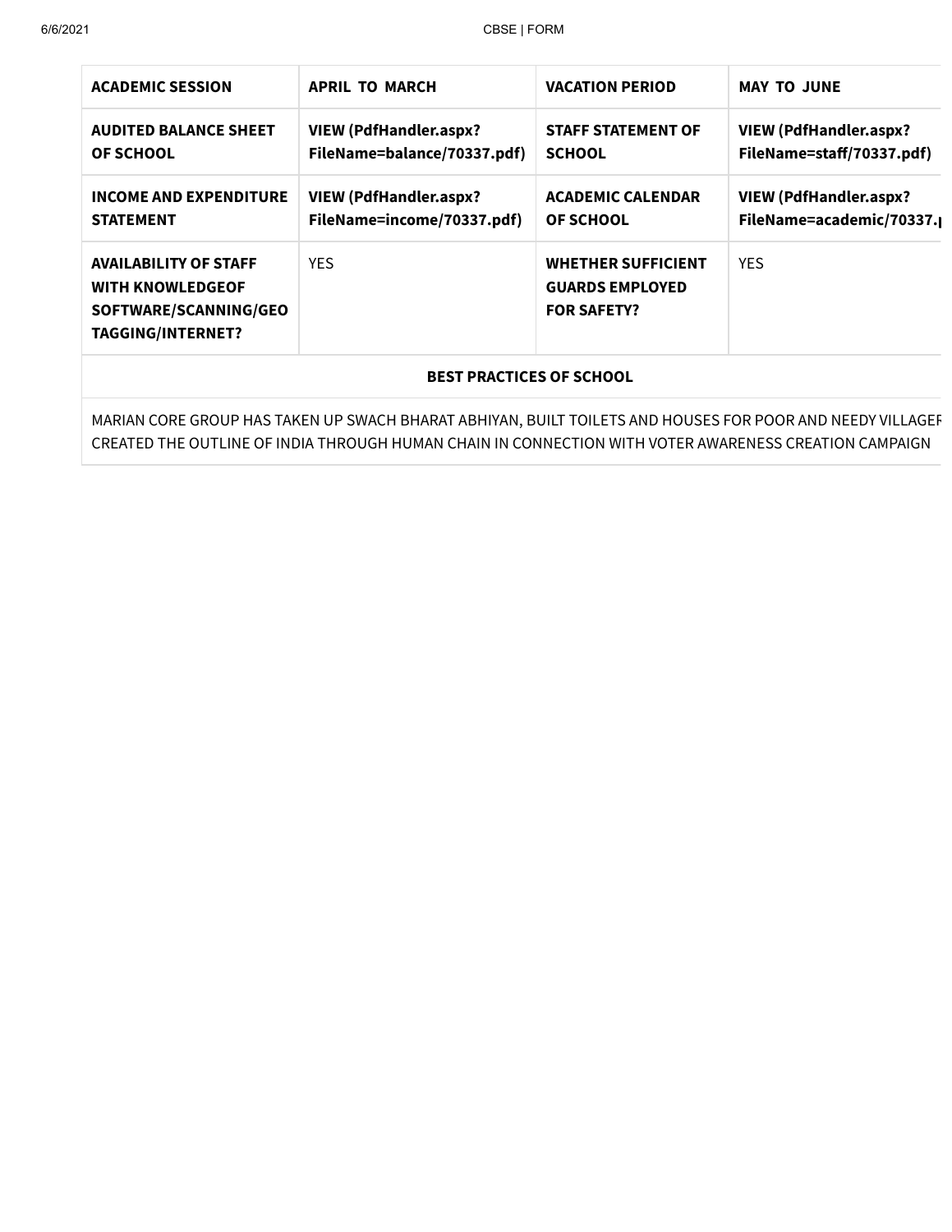| ACADEMIC SESSION | APRIL TO MARCH | VACATION PERIOD | MAY TO JUNE |
|---|---|---|---|
| **AUDITED BALANCE SHEET OF SCHOOL** | **VIEW (PdfHandler.aspx?FileName=balance/70337.pdf)** | **STAFF STATEMENT OF SCHOOL** | **VIEW (PdfHandler.aspx?FileName=staff/70337.pdf)** |
| **INCOME AND EXPENDITURE STATEMENT** | **VIEW (PdfHandler.aspx?FileName=income/70337.pdf)** | **ACADEMIC CALENDAR OF SCHOOL** | **VIEW (PdfHandler.aspx?FileName=academic/70337.p** |
| **AVAILABILITY OF STAFF WITH KNOWLEDGEOF SOFTWARE/SCANNING/GEO TAGGING/INTERNET?** | YES | **WHETHER SUFFICIENT GUARDS EMPLOYED FOR SAFETY?** | YES |

**BEST PRACTICES OF SCHOOL**

MARIAN CORE GROUP HAS TAKEN UP SWACH BHARAT ABHIYAN, BUILT TOILETS AND HOUSES FOR POOR AND NEEDY VILLAGER CREATED THE OUTLINE OF INDIA THROUGH HUMAN CHAIN IN CONNECTION WITH VOTER AWARENESS CREATION CAMPAIGN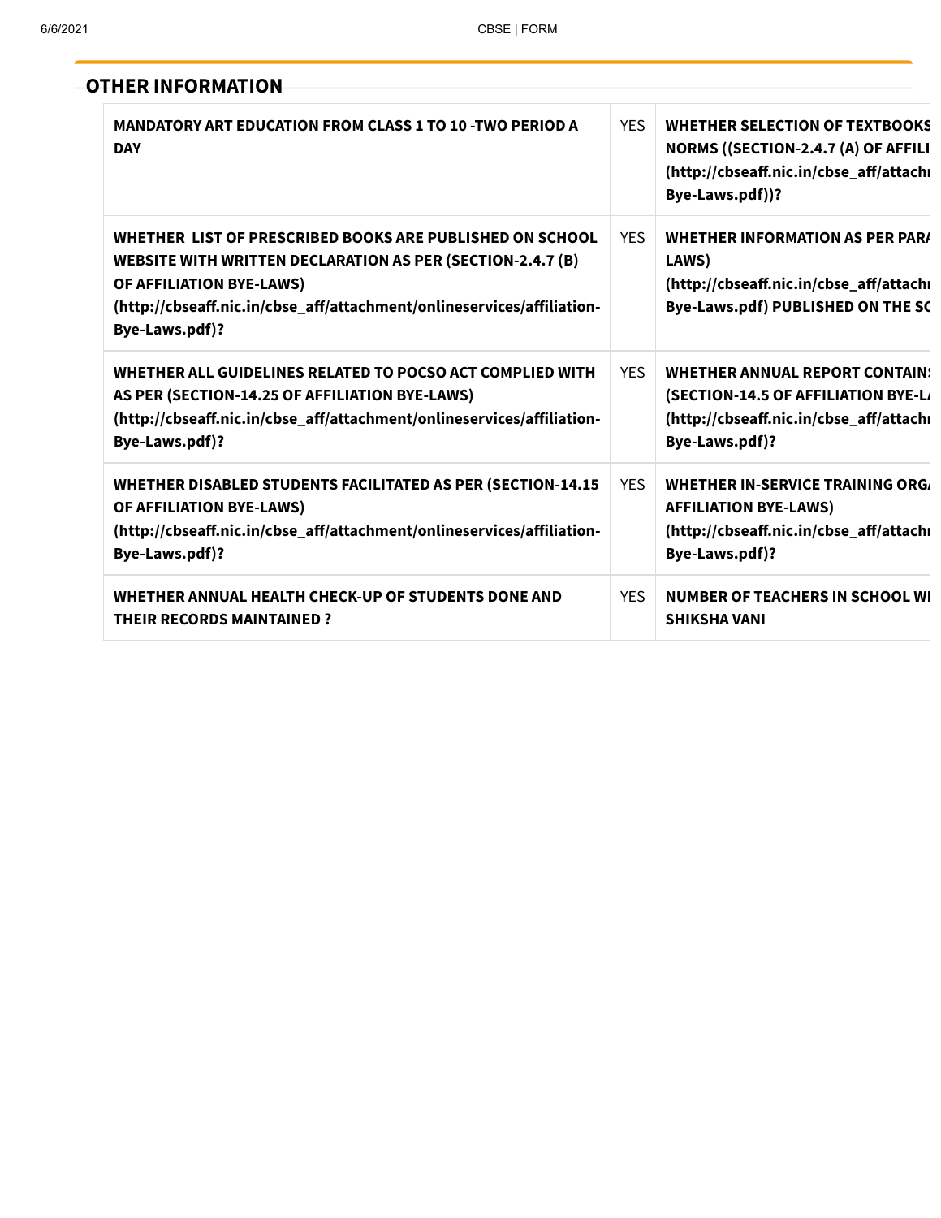## OTHER INFORMATION

| | | |
|---|---|---|
| **MANDATORY ART EDUCATION FROM CLASS 1 TO 10 -TWO PERIOD A DAY** | YES | **WHETHER SELECTION OF TEXTBOOKS NORMS ((SECTION-2.4.7 (A) OF AFFILI (http://cbseaff.nic.in/cbse_aff/attachi Bye-Laws.pdf))?** |
| **WHETHER LIST OF PRESCRIBED BOOKS ARE PUBLISHED ON SCHOOL WEBSITE WITH WRITTEN DECLARATION AS PER (SECTION-2.4.7 (B) OF AFFILIATION BYE-LAWS) (http://cbseaff.nic.in/cbse_aff/attachment/onlineservices/affiliation-Bye-Laws.pdf)?** | YES | **WHETHER INFORMATION AS PER PARA LAWS) (http://cbseaff.nic.in/cbse_aff/attachi Bye-Laws.pdf) PUBLISHED ON THE SC** |
| **WHETHER ALL GUIDELINES RELATED TO POCSO ACT COMPLIED WITH AS PER (SECTION-14.25 OF AFFILIATION BYE-LAWS) (http://cbseaff.nic.in/cbse_aff/attachment/onlineservices/affiliation-Bye-Laws.pdf)?** | YES | **WHETHER ANNUAL REPORT CONTAIN (SECTION-14.5 OF AFFILIATION BYE-L (http://cbseaff.nic.in/cbse_aff/attachi Bye-Laws.pdf)?** |
| **WHETHER DISABLED STUDENTS FACILITATED AS PER (SECTION-14.15 OF AFFILIATION BYE-LAWS) (http://cbseaff.nic.in/cbse_aff/attachment/onlineservices/affiliation-Bye-Laws.pdf)?** | YES | **WHETHER IN-SERVICE TRAINING ORG AFFILIATION BYE-LAWS) (http://cbseaff.nic.in/cbse_aff/attachi Bye-Laws.pdf)?** |
| **WHETHER ANNUAL HEALTH CHECK-UP OF STUDENTS DONE AND THEIR RECORDS MAINTAINED ?** | YES | **NUMBER OF TEACHERS IN SCHOOL WI SHIKSHA VANI** |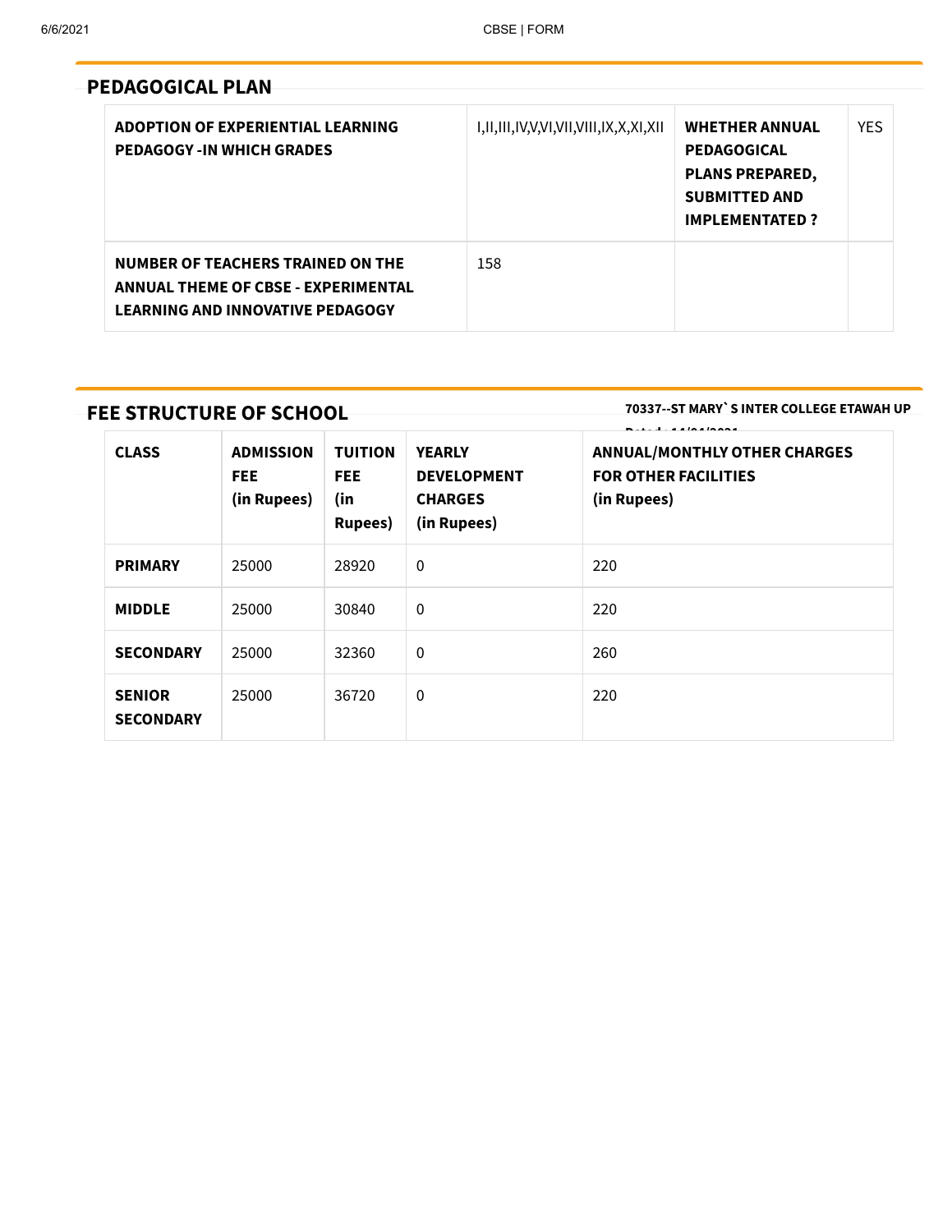## PEDAGOGICAL PLAN

| | | | |
|---|---|---|---|
| **ADOPTION OF EXPERIENTIAL LEARNING PEDAGOGY -IN WHICH GRADES** | I,II,III,IV,V,VI,VII,VIII,IX,X,XI,XII | **WHETHER ANNUAL PEDAGOGICAL PLANS PREPARED, SUBMITTED AND IMPLEMENTATED ?** | YES |
| **NUMBER OF TEACHERS TRAINED ON THE ANNUAL THEME OF CBSE - EXPERIMENTAL LEARNING AND INNOVATIVE PEDAGOGY** | 158 | | |

## FEE STRUCTURE OF SCHOOL

**70337--ST MARY` S INTER COLLEGE ETAWAH UP**

| CLASS | ADMISSION FEE (in Rupees) | TUITION FEE (in Rupees) | YEARLY DEVELOPMENT CHARGES (in Rupees) | ANNUAL/MONTHLY OTHER CHARGES FOR OTHER FACILITIES (in Rupees) |
|---|---|---|---|---|
| **PRIMARY** | 25000 | 28920 | 0 | 220 |
| **MIDDLE** | 25000 | 30840 | 0 | 220 |
| **SECONDARY** | 25000 | 32360 | 0 | 260 |
| **SENIOR SECONDARY** | 25000 | 36720 | 0 | 220 |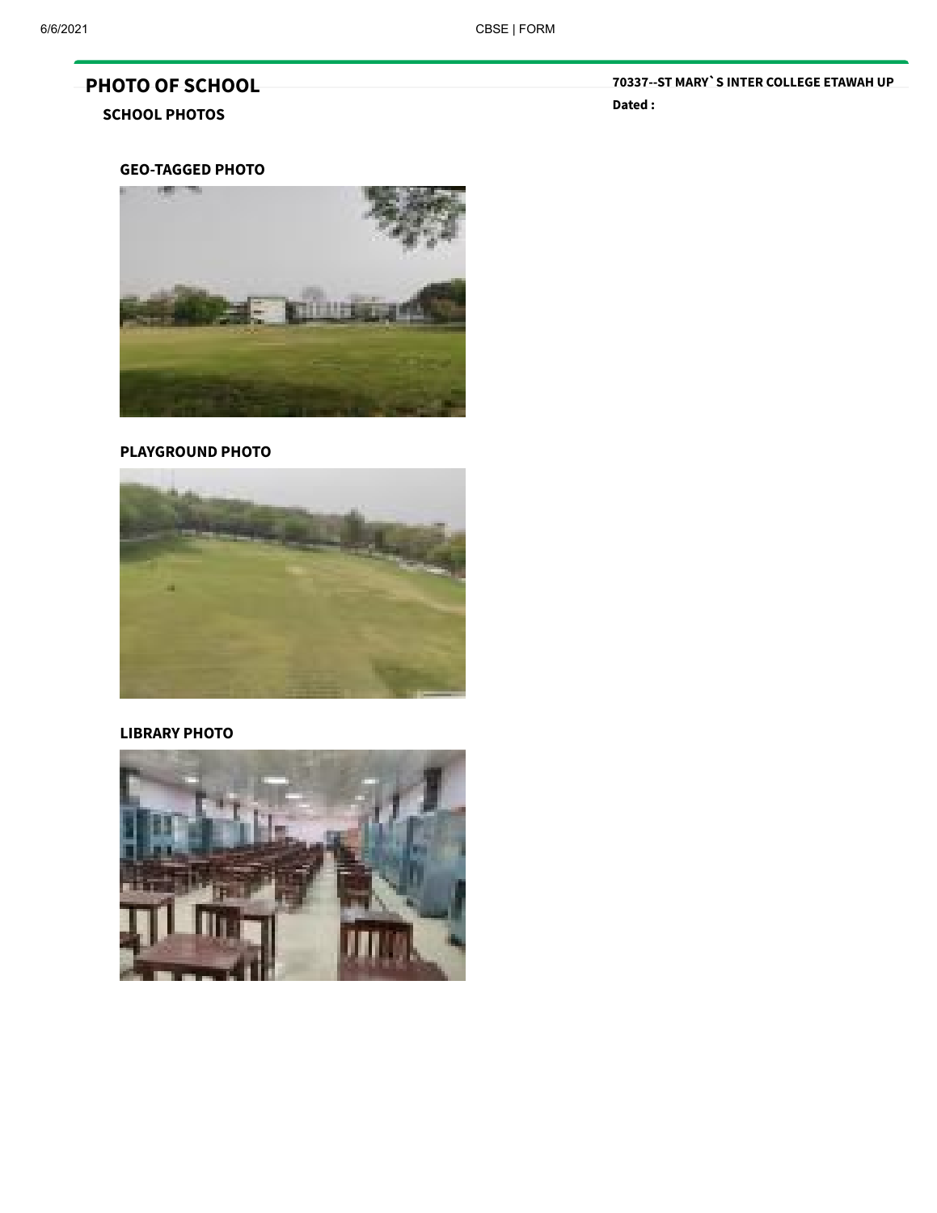# PHOTO OF SCHOOL

**70337--ST MARY` S INTER COLLEGE ETAWAH UP**

**Dated :**

## SCHOOL PHOTOS

### GEO-TAGGED PHOTO

### PLAYGROUND PHOTO

### LIBRARY PHOTO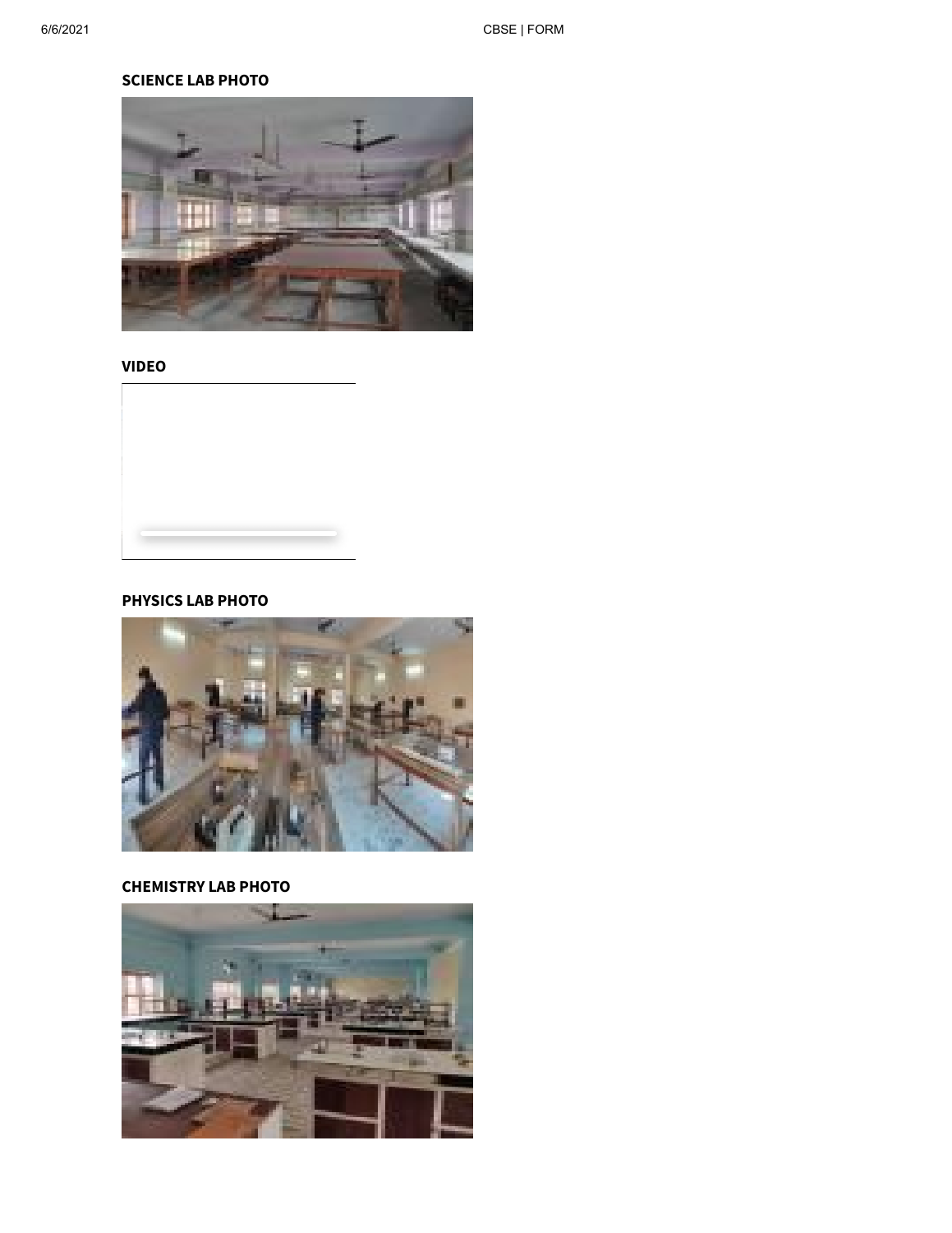**SCIENCE LAB PHOTO**

**VIDEO**

**PHYSICS LAB PHOTO**

**CHEMISTRY LAB PHOTO**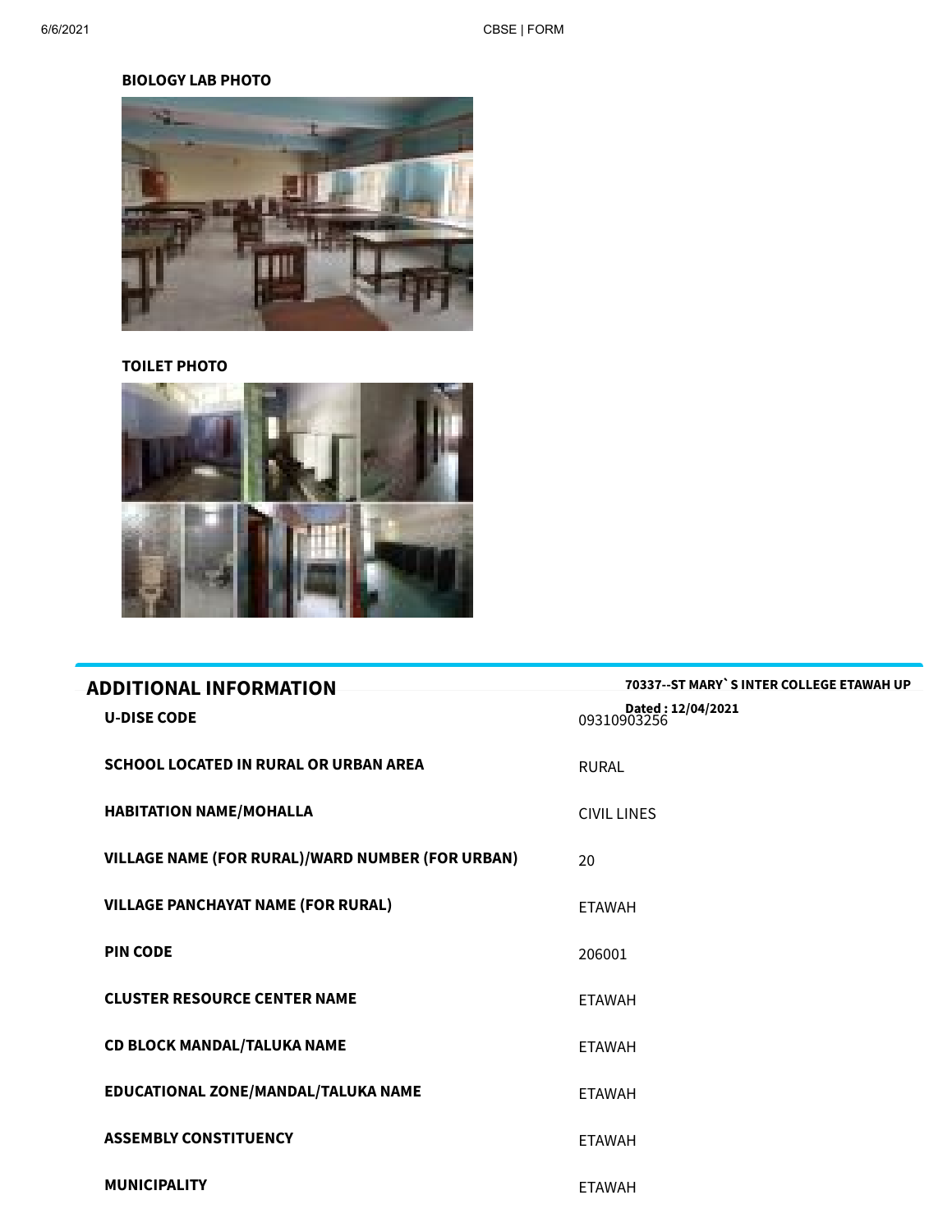**BIOLOGY LAB PHOTO**

**TOILET PHOTO**

## ADDITIONAL INFORMATION

**70337--ST MARY` S INTER COLLEGE ETAWAH UP**

**Dated : 12/04/2021**

| | |
|---|---|
| **U-DISE CODE** | 09310903256 |
| **SCHOOL LOCATED IN RURAL OR URBAN AREA** | RURAL |
| **HABITATION NAME/MOHALLA** | CIVIL LINES |
| **VILLAGE NAME (FOR RURAL)/WARD NUMBER (FOR URBAN)** | 20 |
| **VILLAGE PANCHAYAT NAME (FOR RURAL)** | ETAWAH |
| **PIN CODE** | 206001 |
| **CLUSTER RESOURCE CENTER NAME** | ETAWAH |
| **CD BLOCK MANDAL/TALUKA NAME** | ETAWAH |
| **EDUCATIONAL ZONE/MANDAL/TALUKA NAME** | ETAWAH |
| **ASSEMBLY CONSTITUENCY** | ETAWAH |
| **MUNICIPALITY** | ETAWAH |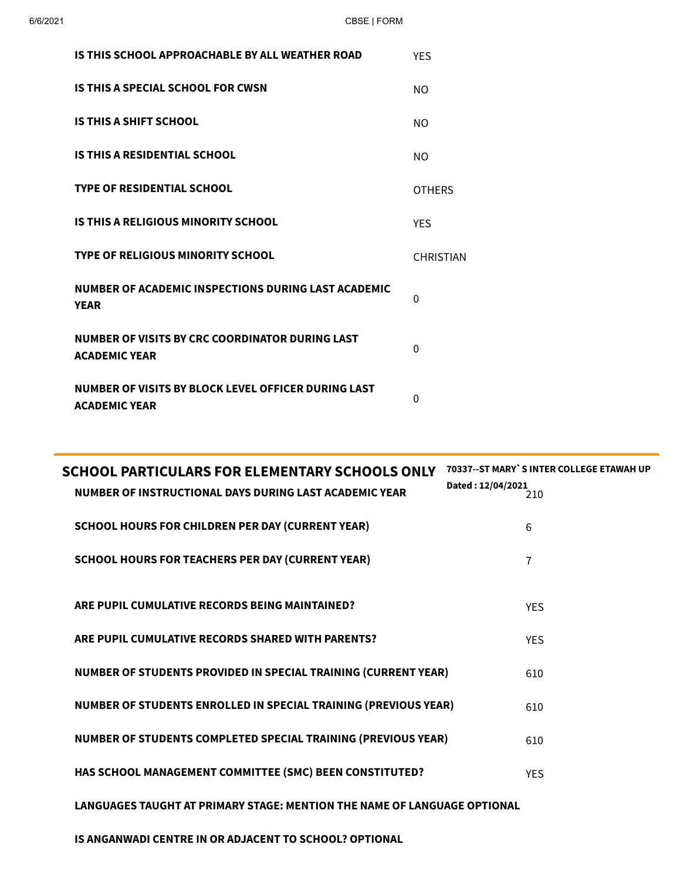| | |
|---|---|
| IS THIS SCHOOL APPROACHABLE BY ALL WEATHER ROAD | YES |
| IS THIS A SPECIAL SCHOOL FOR CWSN | NO |
| IS THIS A SHIFT SCHOOL | NO |
| IS THIS A RESIDENTIAL SCHOOL | NO |
| TYPE OF RESIDENTIAL SCHOOL | OTHERS |
| IS THIS A RELIGIOUS MINORITY SCHOOL | YES |
| TYPE OF RELIGIOUS MINORITY SCHOOL | CHRISTIAN |
| NUMBER OF ACADEMIC INSPECTIONS DURING LAST ACADEMIC YEAR | 0 |
| NUMBER OF VISITS BY CRC COORDINATOR DURING LAST ACADEMIC YEAR | 0 |
| NUMBER OF VISITS BY BLOCK LEVEL OFFICER DURING LAST ACADEMIC YEAR | 0 |

## SCHOOL PARTICULARS FOR ELEMENTARY SCHOOLS ONLY

**70337--ST MARY`S INTER COLLEGE ETAWAH UP**

**Dated : 12/04/2021**

| | |
|---|---|
| NUMBER OF INSTRUCTIONAL DAYS DURING LAST ACADEMIC YEAR | 210 |
| SCHOOL HOURS FOR CHILDREN PER DAY (CURRENT YEAR) | 6 |
| SCHOOL HOURS FOR TEACHERS PER DAY (CURRENT YEAR) | 7 |
| ARE PUPIL CUMULATIVE RECORDS BEING MAINTAINED? | YES |
| ARE PUPIL CUMULATIVE RECORDS SHARED WITH PARENTS? | YES |
| NUMBER OF STUDENTS PROVIDED IN SPECIAL TRAINING (CURRENT YEAR) | 610 |
| NUMBER OF STUDENTS ENROLLED IN SPECIAL TRAINING (PREVIOUS YEAR) | 610 |
| NUMBER OF STUDENTS COMPLETED SPECIAL TRAINING (PREVIOUS YEAR) | 610 |
| HAS SCHOOL MANAGEMENT COMMITTEE (SMC) BEEN CONSTITUTED? | YES |
| LANGUAGES TAUGHT AT PRIMARY STAGE: MENTION THE NAME OF LANGUAGE OPTIONAL | |
| IS ANGANWADI CENTRE IN OR ADJACENT TO SCHOOL? OPTIONAL | |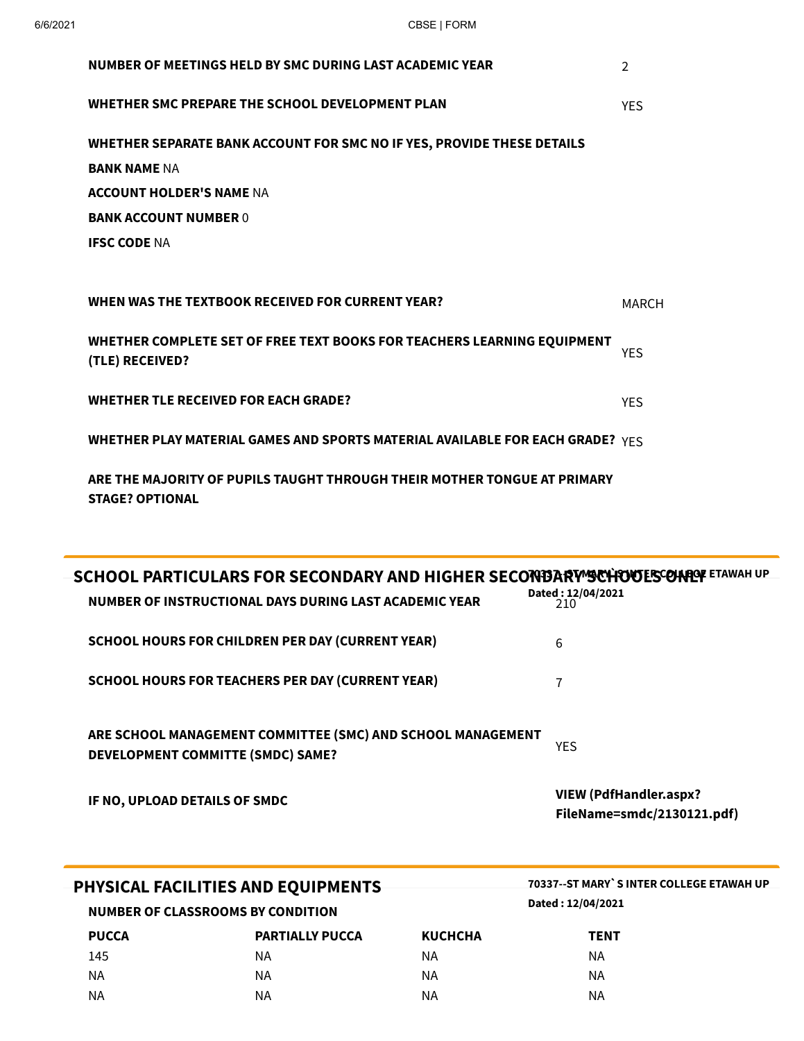| | |
|---|---|
| **NUMBER OF MEETINGS HELD BY SMC DURING LAST ACADEMIC YEAR** | 2 |
| **WHETHER SMC PREPARE THE SCHOOL DEVELOPMENT PLAN** | YES |

**WHETHER SEPARATE BANK ACCOUNT FOR SMC NO IF YES, PROVIDE THESE DETAILS**

**BANK NAME** NA

**ACCOUNT HOLDER'S NAME** NA

**BANK ACCOUNT NUMBER** 0

**IFSC CODE** NA

| | |
|---|---|
| **WHEN WAS THE TEXTBOOK RECEIVED FOR CURRENT YEAR?** | MARCH |
| **WHETHER COMPLETE SET OF FREE TEXT BOOKS FOR TEACHERS LEARNING EQUIPMENT (TLE) RECEIVED?** | YES |
| **WHETHER TLE RECEIVED FOR EACH GRADE?** | YES |
| **WHETHER PLAY MATERIAL GAMES AND SPORTS MATERIAL AVAILABLE FOR EACH GRADE?** | YES |
| **ARE THE MAJORITY OF PUPILS TAUGHT THROUGH THEIR MOTHER TONGUE AT PRIMARY STAGE? OPTIONAL** | |

## SCHOOL PARTICULARS FOR SECONDARY AND HIGHER SECONDARY SCHOOLS ONLY

**70337--ST MARY`S INTER COLLEGE ETAWAH UP**
**Dated : 12/04/2021**

| | |
|---|---|
| **NUMBER OF INSTRUCTIONAL DAYS DURING LAST ACADEMIC YEAR** | 210 |
| **SCHOOL HOURS FOR CHILDREN PER DAY (CURRENT YEAR)** | 6 |
| **SCHOOL HOURS FOR TEACHERS PER DAY (CURRENT YEAR)** | 7 |
| **ARE SCHOOL MANAGEMENT COMMITTEE (SMC) AND SCHOOL MANAGEMENT DEVELOPMENT COMMITTE (SMDC) SAME?** | YES |
| **IF NO, UPLOAD DETAILS OF SMDC** | **VIEW (PdfHandler.aspx?FileName=smdc/2130121.pdf)** |

## PHYSICAL FACILITIES AND EQUIPMENTS

**70337--ST MARY`S INTER COLLEGE ETAWAH UP**
**Dated : 12/04/2021**

**NUMBER OF CLASSROOMS BY CONDITION**

| PUCCA | PARTIALLY PUCCA | KUCHCHA | TENT |
|---|---|---|---|
| 145 | NA | NA | NA |
| NA | NA | NA | NA |
| NA | NA | NA | NA |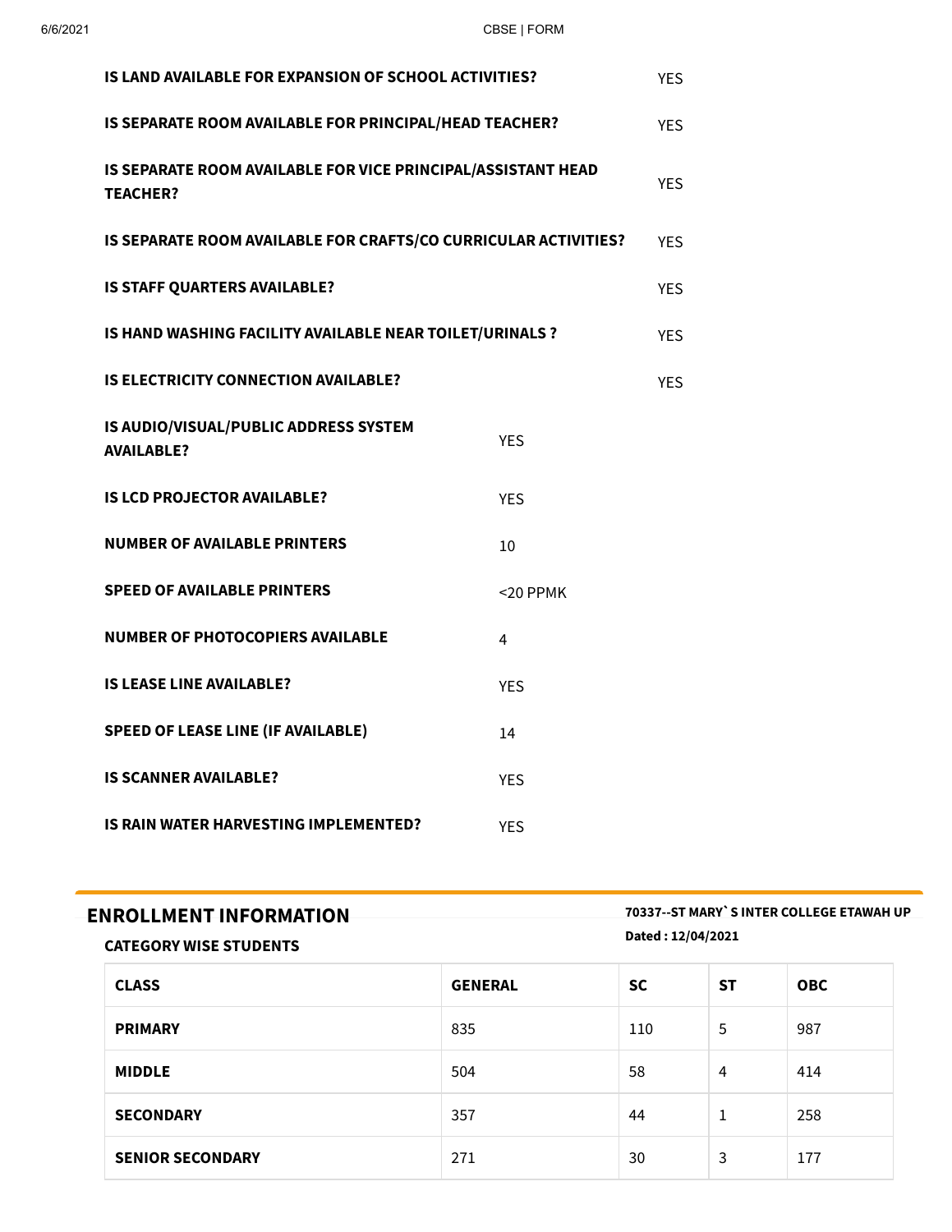| | |
|---|---|
| **IS LAND AVAILABLE FOR EXPANSION OF SCHOOL ACTIVITIES?** | YES |
| **IS SEPARATE ROOM AVAILABLE FOR PRINCIPAL/HEAD TEACHER?** | YES |
| **IS SEPARATE ROOM AVAILABLE FOR VICE PRINCIPAL/ASSISTANT HEAD TEACHER?** | YES |
| **IS SEPARATE ROOM AVAILABLE FOR CRAFTS/CO CURRICULAR ACTIVITIES?** | YES |
| **IS STAFF QUARTERS AVAILABLE?** | YES |
| **IS HAND WASHING FACILITY AVAILABLE NEAR TOILET/URINALS ?** | YES |
| **IS ELECTRICITY CONNECTION AVAILABLE?** | YES |

| | |
|---|---|
| **IS AUDIO/VISUAL/PUBLIC ADDRESS SYSTEM AVAILABLE?** | YES |
| **IS LCD PROJECTOR AVAILABLE?** | YES |
| **NUMBER OF AVAILABLE PRINTERS** | 10 |
| **SPEED OF AVAILABLE PRINTERS** | <20 PPMK |
| **NUMBER OF PHOTOCOPIERS AVAILABLE** | 4 |
| **IS LEASE LINE AVAILABLE?** | YES |
| **SPEED OF LEASE LINE (IF AVAILABLE)** | 14 |
| **IS SCANNER AVAILABLE?** | YES |
| **IS RAIN WATER HARVESTING IMPLEMENTED?** | YES |

## ENROLLMENT INFORMATION

**70337--ST MARY` S INTER COLLEGE ETAWAH UP**

**Dated : 12/04/2021**

### CATEGORY WISE STUDENTS

| CLASS | GENERAL | SC | ST | OBC |
|---|---|---|---|---|
| **PRIMARY** | 835 | 110 | 5 | 987 |
| **MIDDLE** | 504 | 58 | 4 | 414 |
| **SECONDARY** | 357 | 44 | 1 | 258 |
| **SENIOR SECONDARY** | 271 | 30 | 3 | 177 |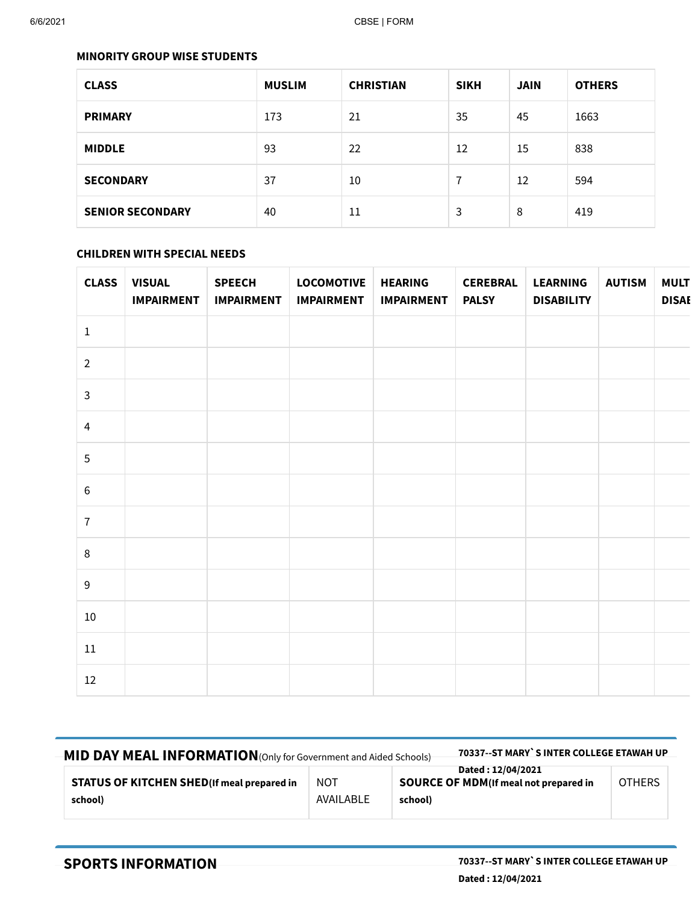### MINORITY GROUP WISE STUDENTS

| CLASS | MUSLIM | CHRISTIAN | SIKH | JAIN | OTHERS |
|---|---|---|---|---|---|
| PRIMARY | 173 | 21 | 35 | 45 | 1663 |
| MIDDLE | 93 | 22 | 12 | 15 | 838 |
| SECONDARY | 37 | 10 | 7 | 12 | 594 |
| SENIOR SECONDARY | 40 | 11 | 3 | 8 | 419 |

### CHILDREN WITH SPECIAL NEEDS

| CLASS | VISUAL IMPAIRMENT | SPEECH IMPAIRMENT | LOCOMOTIVE IMPAIRMENT | HEARING IMPAIRMENT | CEREBRAL PALSY | LEARNING DISABILITY | AUTISM | MULT DISAE |
|---|---|---|---|---|---|---|---|---|
| 1 | | | | | | | | |
| 2 | | | | | | | | |
| 3 | | | | | | | | |
| 4 | | | | | | | | |
| 5 | | | | | | | | |
| 6 | | | | | | | | |
| 7 | | | | | | | | |
| 8 | | | | | | | | |
| 9 | | | | | | | | |
| 10 | | | | | | | | |
| 11 | | | | | | | | |
| 12 | | | | | | | | |

## MID DAY MEAL INFORMATION (Only for Government and Aided Schools)

**70337--ST MARY` S INTER COLLEGE ETAWAH UP**
**Dated : 12/04/2021**

| STATUS OF KITCHEN SHED (If meal prepared in school) | NOT AVAILABLE | SOURCE OF MDM (If meal not prepared in school) | OTHERS |
|---|---|---|---|

## SPORTS INFORMATION

**70337--ST MARY` S INTER COLLEGE ETAWAH UP**
**Dated : 12/04/2021**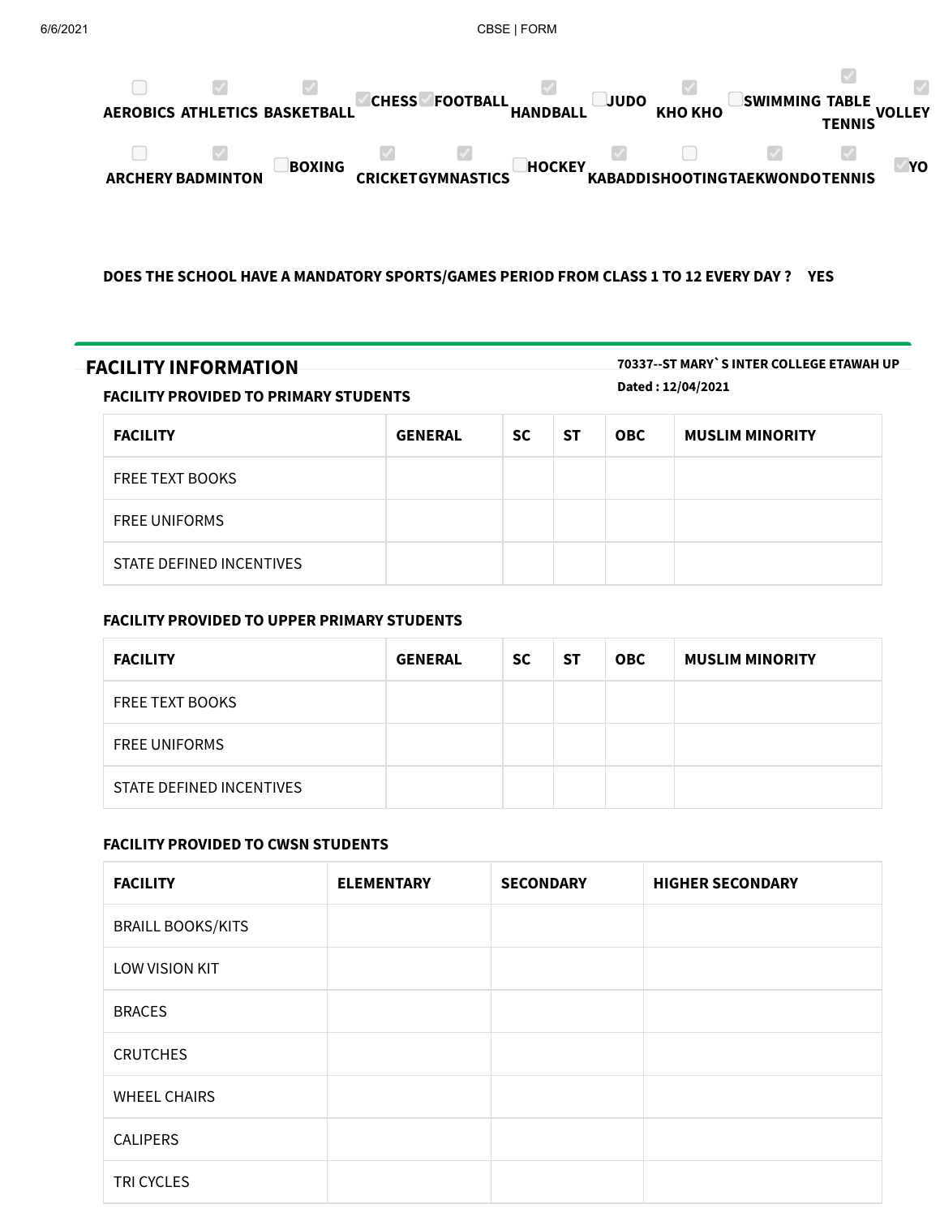- [ ] AEROBICS
- [x] ATHLETICS
- [x] BASKETBALL
- [x] CHESS
- [x] FOOTBALL
- [x] HANDBALL
- [ ] JUDO
- [x] KHO KHO
- [ ] SWIMMING
- [x] TABLE TENNIS
- [x] VOLLEY
- [ ] ARCHERY
- [x] BADMINTON
- [ ] BOXING
- [x] CRICKET
- [x] GYMNASTICS
- [ ] HOCKEY
- [x] KABADDI
- [ ] SHOOTING
- [x] TAEKWONDO
- [x] TENNIS
- [x] YO

**DOES THE SCHOOL HAVE A MANDATORY SPORTS/GAMES PERIOD FROM CLASS 1 TO 12 EVERY DAY ?** **YES**

## FACILITY INFORMATION

**70337--ST MARY` S INTER COLLEGE ETAWAH UP**
**Dated : 12/04/2021**

### FACILITY PROVIDED TO PRIMARY STUDENTS

| FACILITY | GENERAL | SC | ST | OBC | MUSLIM MINORITY |
|---|---|---|---|---|---|
| FREE TEXT BOOKS | | | | | |
| FREE UNIFORMS | | | | | |
| STATE DEFINED INCENTIVES | | | | | |

### FACILITY PROVIDED TO UPPER PRIMARY STUDENTS

| FACILITY | GENERAL | SC | ST | OBC | MUSLIM MINORITY |
|---|---|---|---|---|---|
| FREE TEXT BOOKS | | | | | |
| FREE UNIFORMS | | | | | |
| STATE DEFINED INCENTIVES | | | | | |

### FACILITY PROVIDED TO CWSN STUDENTS

| FACILITY | ELEMENTARY | SECONDARY | HIGHER SECONDARY |
|---|---|---|---|
| BRAILL BOOKS/KITS | | | |
| LOW VISION KIT | | | |
| BRACES | | | |
| CRUTCHES | | | |
| WHEEL CHAIRS | | | |
| CALIPERS | | | |
| TRI CYCLES | | | |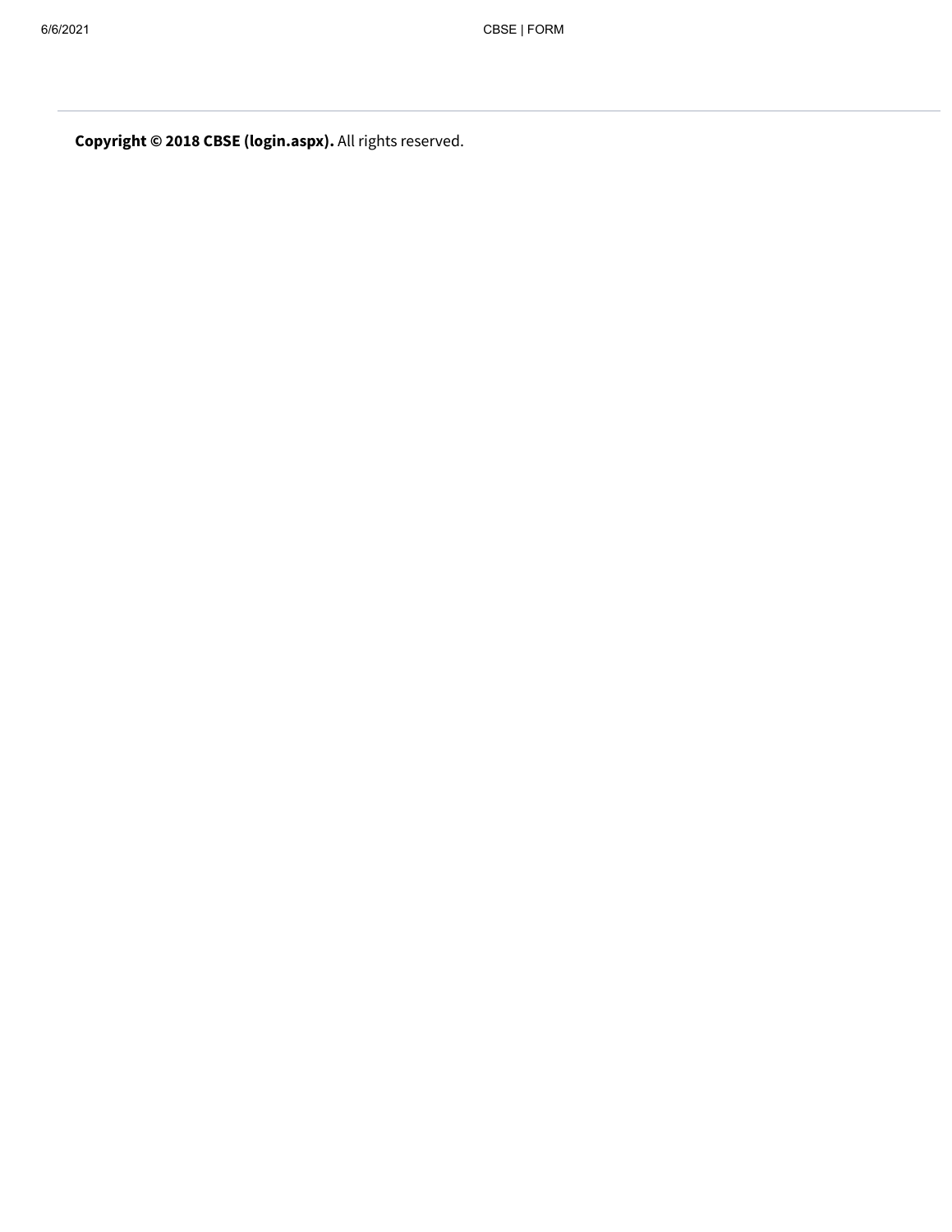---

**Copyright © 2018 CBSE (login.aspx).** All rights reserved.